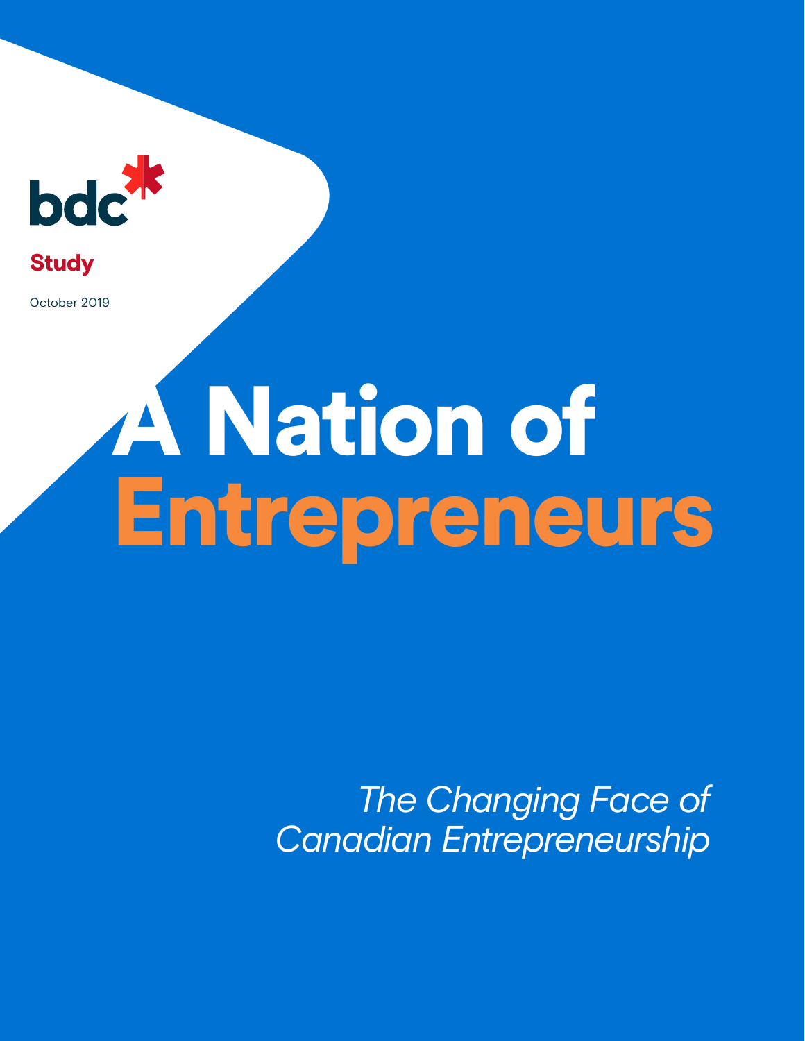bdc

**Study**

October 2019

# A Nation of Entrepreneurs

*The Changing Face of Canadian Entrepreneurship*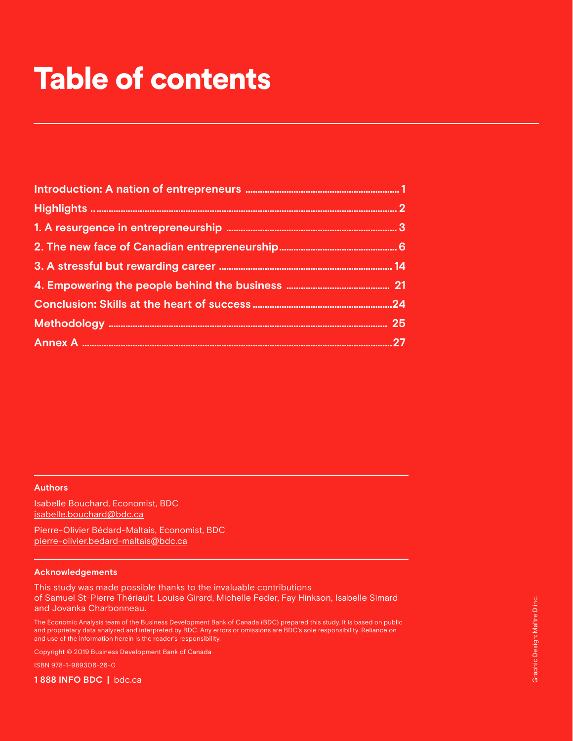# Table of contents

Introduction: A nation of entrepreneurs ..... 1

Highlights ..... 2

1. A resurgence in entrepreneurship ..... 3

2. The new face of Canadian entrepreneurship ..... 6

3. A stressful but rewarding career ..... 14

4. Empowering the people behind the business ..... 21

Conclusion: Skills at the heart of success ..... 24

Methodology ..... 25

Annex A ..... 27

**Authors**

Isabelle Bouchard, Economist, BDC
isabelle.bouchard@bdc.ca

Pierre-Olivier Bédard-Maltais, Economist, BDC
pierre-olivier.bedard-maltais@bdc.ca

**Acknowledgements**

This study was made possible thanks to the invaluable contributions of Samuel St-Pierre Thériault, Louise Girard, Michelle Feder, Fay Hinkson, Isabelle Simard and Jovanka Charbonneau.

The Economic Analysis team of the Business Development Bank of Canada (BDC) prepared this study. It is based on public and proprietary data analyzed and interpreted by BDC. Any errors or omissions are BDC's sole responsibility. Reliance on and use of the information herein is the reader's responsibility.

Copyright © 2019 Business Development Bank of Canada

ISBN 978-1-989306-26-0

**1 888 INFO BDC** | bdc.ca

Graphic Design: Maître D inc.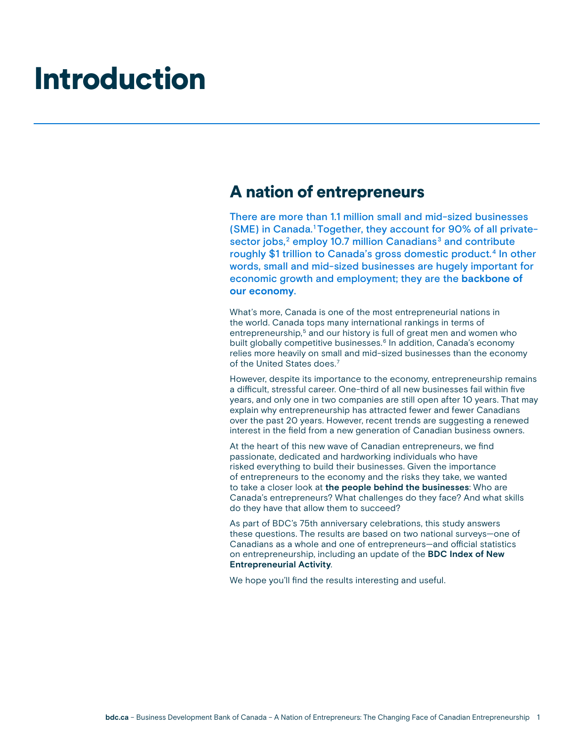# Introduction

## A nation of entrepreneurs

There are more than 1.1 million small and mid-sized businesses (SME) in Canada.[1] Together, they account for 90% of all private-sector jobs,[2] employ 10.7 million Canadians[3] and contribute roughly $1 trillion to Canada's gross domestic product.[4] In other words, small and mid-sized businesses are hugely important for economic growth and employment; they are the **backbone of our economy**.

What's more, Canada is one of the most entrepreneurial nations in the world. Canada tops many international rankings in terms of entrepreneurship,[5] and our history is full of great men and women who built globally competitive businesses.[6] In addition, Canada's economy relies more heavily on small and mid-sized businesses than the economy of the United States does.[7]

However, despite its importance to the economy, entrepreneurship remains a difficult, stressful career. One-third of all new businesses fail within five years, and only one in two companies are still open after 10 years. That may explain why entrepreneurship has attracted fewer and fewer Canadians over the past 20 years. However, recent trends are suggesting a renewed interest in the field from a new generation of Canadian business owners.

At the heart of this new wave of Canadian entrepreneurs, we find passionate, dedicated and hardworking individuals who have risked everything to build their businesses. Given the importance of entrepreneurs to the economy and the risks they take, we wanted to take a closer look at **the people behind the businesses**: Who are Canada's entrepreneurs? What challenges do they face? And what skills do they have that allow them to succeed?

As part of BDC's 75th anniversary celebrations, this study answers these questions. The results are based on two national surveys—one of Canadians as a whole and one of entrepreneurs—and official statistics on entrepreneurship, including an update of the **BDC Index of New Entrepreneurial Activity**.

We hope you'll find the results interesting and useful.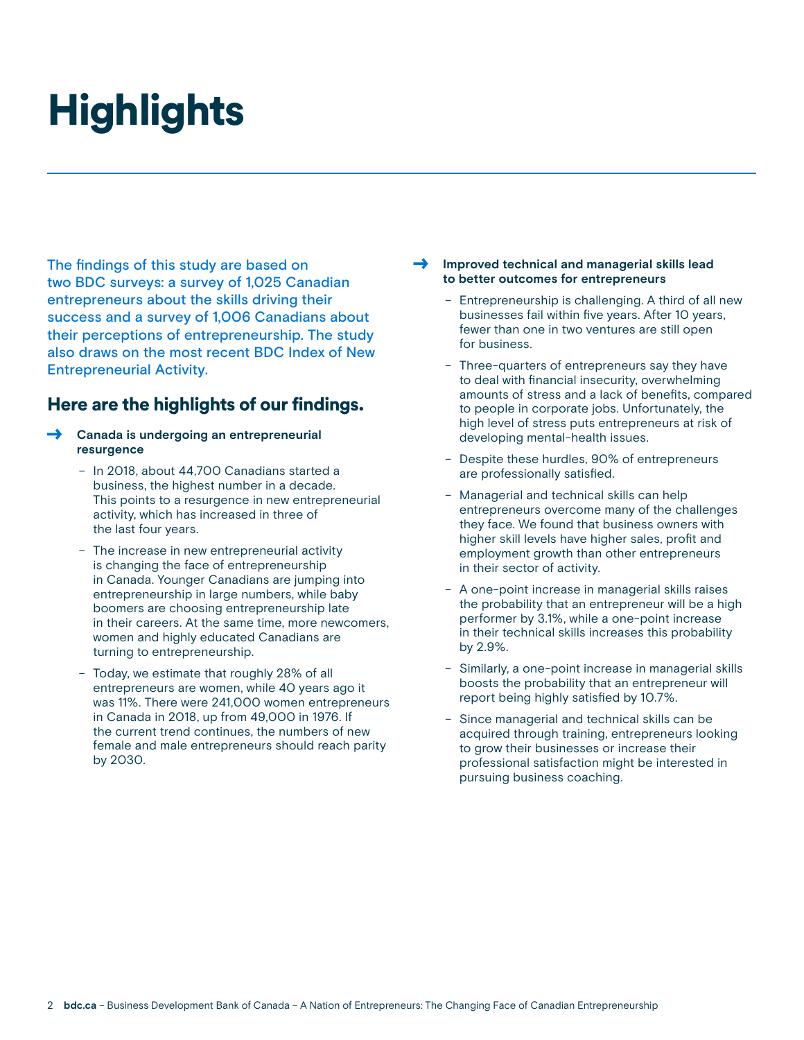# Highlights

The findings of this study are based on two BDC surveys: a survey of 1,025 Canadian entrepreneurs about the skills driving their success and a survey of 1,006 Canadians about their perceptions of entrepreneurship. The study also draws on the most recent BDC Index of New Entrepreneurial Activity.

## Here are the highlights of our findings.

→ **Canada is undergoing an entrepreneurial resurgence**

- In 2018, about 44,700 Canadians started a business, the highest number in a decade. This points to a resurgence in new entrepreneurial activity, which has increased in three of the last four years.
- The increase in new entrepreneurial activity is changing the face of entrepreneurship in Canada. Younger Canadians are jumping into entrepreneurship in large numbers, while baby boomers are choosing entrepreneurship late in their careers. At the same time, more newcomers, women and highly educated Canadians are turning to entrepreneurship.
- Today, we estimate that roughly 28% of all entrepreneurs are women, while 40 years ago it was 11%. There were 241,000 women entrepreneurs in Canada in 2018, up from 49,000 in 1976. If the current trend continues, the numbers of new female and male entrepreneurs should reach parity by 2030.

→ **Improved technical and managerial skills lead to better outcomes for entrepreneurs**

- Entrepreneurship is challenging. A third of all new businesses fail within five years. After 10 years, fewer than one in two ventures are still open for business.
- Three-quarters of entrepreneurs say they have to deal with financial insecurity, overwhelming amounts of stress and a lack of benefits, compared to people in corporate jobs. Unfortunately, the high level of stress puts entrepreneurs at risk of developing mental-health issues.
- Despite these hurdles, 90% of entrepreneurs are professionally satisfied.
- Managerial and technical skills can help entrepreneurs overcome many of the challenges they face. We found that business owners with higher skill levels have higher sales, profit and employment growth than other entrepreneurs in their sector of activity.
- A one-point increase in managerial skills raises the probability that an entrepreneur will be a high performer by 3.1%, while a one-point increase in their technical skills increases this probability by 2.9%.
- Similarly, a one-point increase in managerial skills boosts the probability that an entrepreneur will report being highly satisfied by 10.7%.
- Since managerial and technical skills can be acquired through training, entrepreneurs looking to grow their businesses or increase their professional satisfaction might be interested in pursuing business coaching.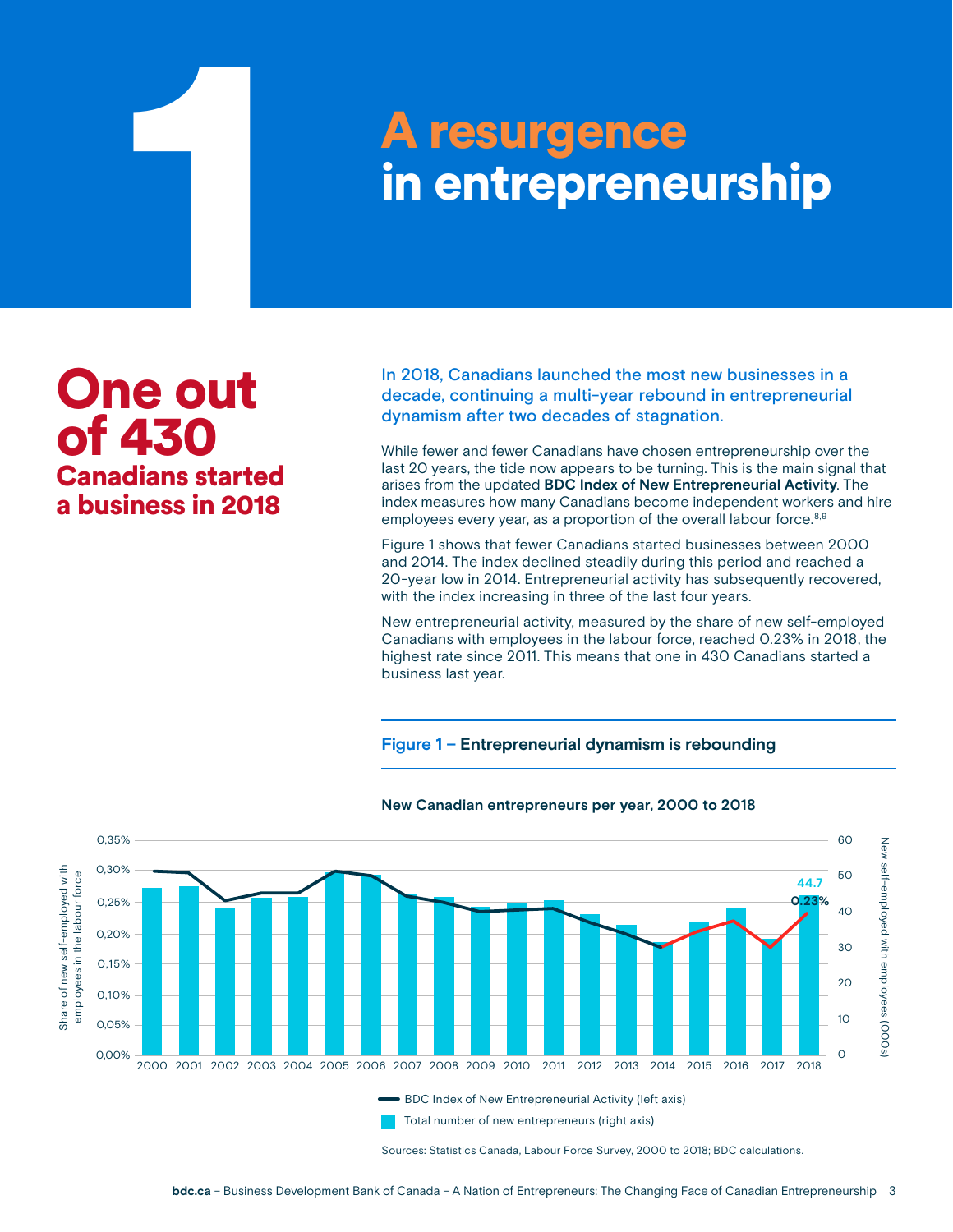# 1 A resurgence in entrepreneurship

## One out of 430 Canadians started a business in 2018

In 2018, Canadians launched the most new businesses in a decade, continuing a multi-year rebound in entrepreneurial dynamism after two decades of stagnation.

While fewer and fewer Canadians have chosen entrepreneurship over the last 20 years, the tide now appears to be turning. This is the main signal that arises from the updated **BDC Index of New Entrepreneurial Activity**. The index measures how many Canadians become independent workers and hire employees every year, as a proportion of the overall labour force.[8,9]

Figure 1 shows that fewer Canadians started businesses between 2000 and 2014. The index declined steadily during this period and reached a 20-year low in 2014. Entrepreneurial activity has subsequently recovered, with the index increasing in three of the last four years.

New entrepreneurial activity, measured by the share of new self-employed Canadians with employees in the labour force, reached 0.23% in 2018, the highest rate since 2011. This means that one in 430 Canadians started a business last year.

**Figure 1 – Entrepreneurial dynamism is rebounding**

**New Canadian entrepreneurs per year, 2000 to 2018**

Left axis: Share of new self-employed with employees in the labour force (0,00% to 0,35%). Right axis: New self-employed with employees (000s) (0 to 60). Years 2000 to 2018. Labelled values for 2018: 44.7 (total number of new entrepreneurs); 0.23% (index).

- BDC Index of New Entrepreneurial Activity (left axis)
- Total number of new entrepreneurs (right axis)

Sources: Statistics Canada, Labour Force Survey, 2000 to 2018; BDC calculations.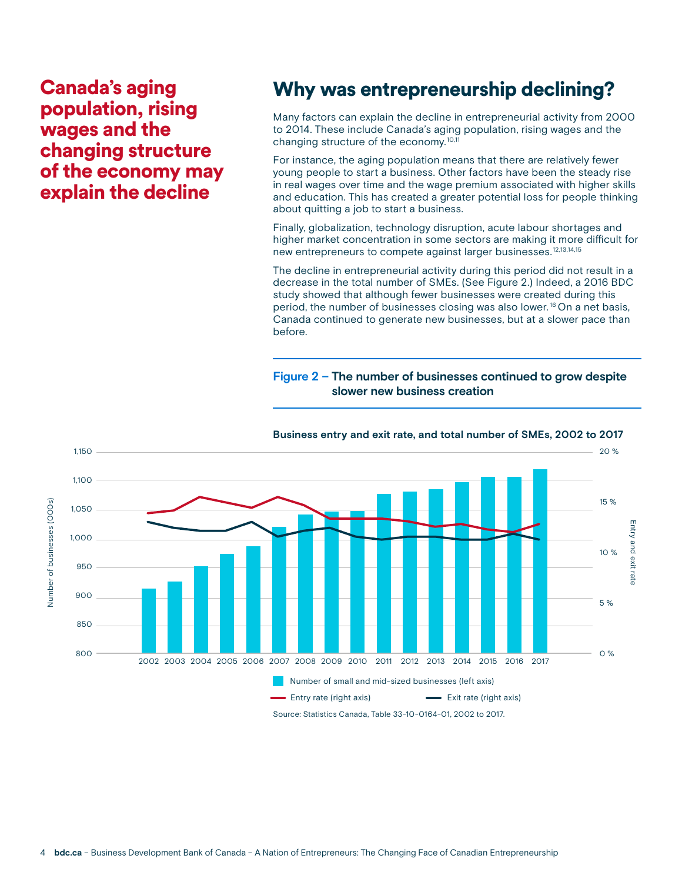## Canada's aging population, rising wages and the changing structure of the economy may explain the decline

# Why was entrepreneurship declining?

Many factors can explain the decline in entrepreneurial activity from 2000 to 2014. These include Canada's aging population, rising wages and the changing structure of the economy.[10,11]

For instance, the aging population means that there are relatively fewer young people to start a business. Other factors have been the steady rise in real wages over time and the wage premium associated with higher skills and education. This has created a greater potential loss for people thinking about quitting a job to start a business.

Finally, globalization, technology disruption, acute labour shortages and higher market concentration in some sectors are making it more difficult for new entrepreneurs to compete against larger businesses.[12,13,14,15]

The decline in entrepreneurial activity during this period did not result in a decrease in the total number of SMEs. (See Figure 2.) Indeed, a 2016 BDC study showed that although fewer businesses were created during this period, the number of businesses closing was also lower.[16] On a net basis, Canada continued to generate new businesses, but at a slower pace than before.

**Figure 2 – The number of businesses continued to grow despite slower new business creation**

**Business entry and exit rate, and total number of SMEs, 2002 to 2017**

Legend: Number of small and mid-sized businesses (left axis); Entry rate (right axis); Exit rate (right axis)

Left axis: Number of businesses (000s), 800 to 1,150. Right axis: Entry and exit rate, 0 % to 20 %. Years: 2002 to 2017.

Source: Statistics Canada, Table 33-10-0164-01, 2002 to 2017.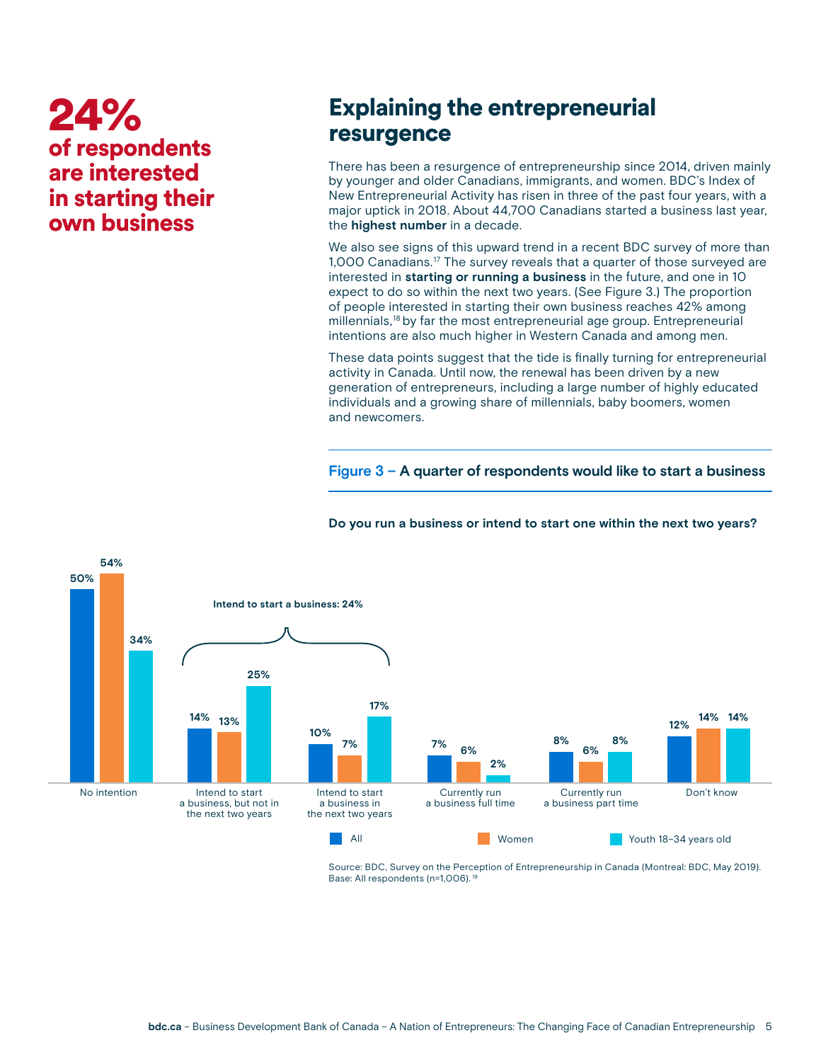**24%**
**of respondents are interested in starting their own business**

## Explaining the entrepreneurial resurgence

There has been a resurgence of entrepreneurship since 2014, driven mainly by younger and older Canadians, immigrants, and women. BDC's Index of New Entrepreneurial Activity has risen in three of the past four years, with a major uptick in 2018. About 44,700 Canadians started a business last year, the **highest number** in a decade.

We also see signs of this upward trend in a recent BDC survey of more than 1,000 Canadians.[17] The survey reveals that a quarter of those surveyed are interested in **starting or running a business** in the future, and one in 10 expect to do so within the next two years. (See Figure 3.) The proportion of people interested in starting their own business reaches 42% among millennials,[18] by far the most entrepreneurial age group. Entrepreneurial intentions are also much higher in Western Canada and among men.

These data points suggest that the tide is finally turning for entrepreneurial activity in Canada. Until now, the renewal has been driven by a new generation of entrepreneurs, including a large number of highly educated individuals and a growing share of millennials, baby boomers, women and newcomers.

**Figure 3 – A quarter of respondents would like to start a business**

**Do you run a business or intend to start one within the next two years?**

Intend to start a business: 24%

| | All | Women | Youth 18–34 years old |
|---|---|---|---|
| No intention | 50% | 54% | 34% |
| Intend to start a business, but not in the next two years | 14% | 13% | 25% |
| Intend to start a business in the next two years | 10% | 7% | 17% |
| Currently run a business full time | 7% | 6% | 2% |
| Currently run a business part time | 8% | 6% | 8% |
| Don't know | 12% | 14% | 14% |

Source: BDC, Survey on the Perception of Entrepreneurship in Canada (Montreal: BDC, May 2019). Base: All respondents (n=1,006).[19]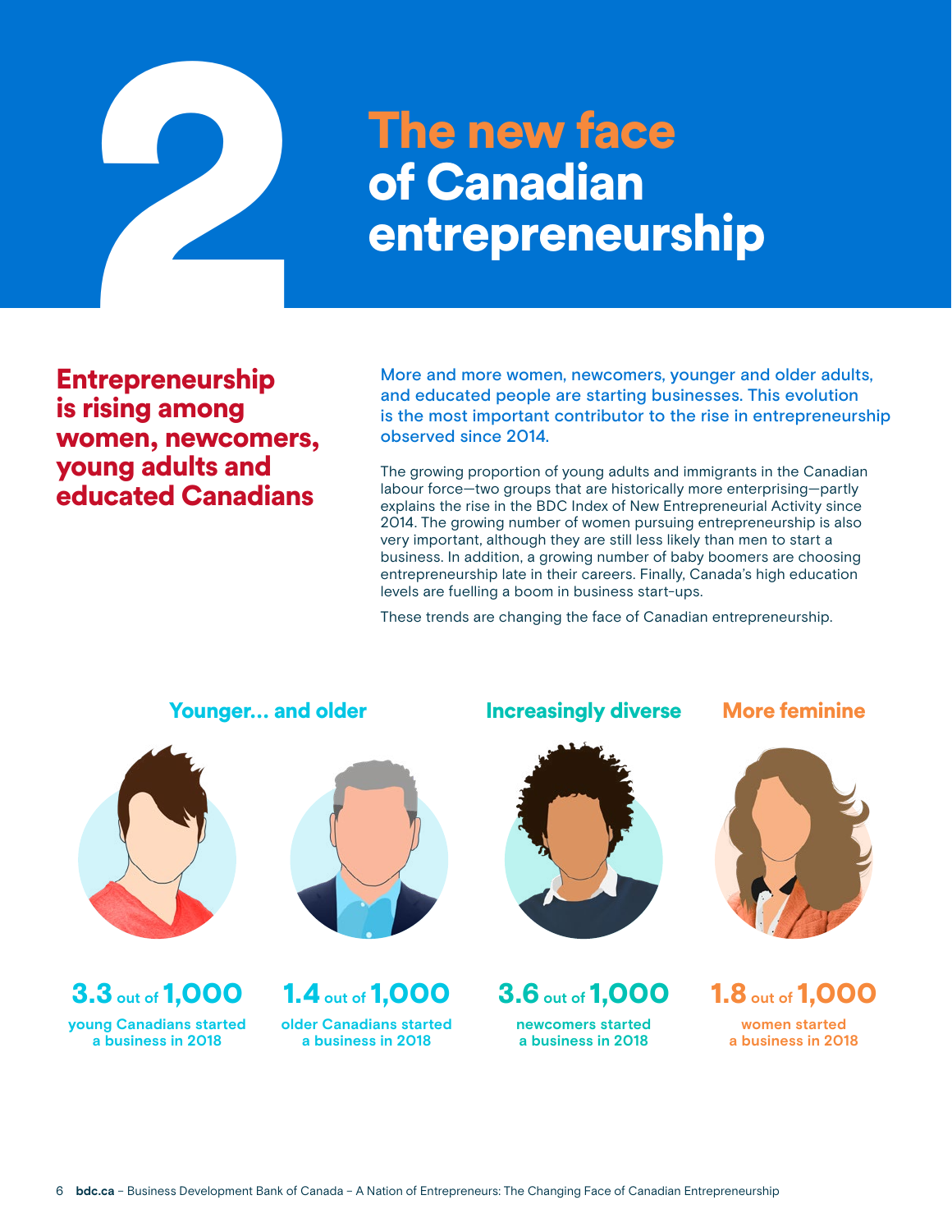# 2 The new face of Canadian entrepreneurship

## Entrepreneurship is rising among women, newcomers, young adults and educated Canadians

More and more women, newcomers, younger and older adults, and educated people are starting businesses. This evolution is the most important contributor to the rise in entrepreneurship observed since 2014.

The growing proportion of young adults and immigrants in the Canadian labour force—two groups that are historically more enterprising—partly explains the rise in the BDC Index of New Entrepreneurial Activity since 2014. The growing number of women pursuing entrepreneurship is also very important, although they are still less likely than men to start a business. In addition, a growing number of baby boomers are choosing entrepreneurship late in their careers. Finally, Canada's high education levels are fuelling a boom in business start-ups.

These trends are changing the face of Canadian entrepreneurship.

### Younger... and older

**3.3** out of **1,000** young Canadians started a business in 2018

**1.4** out of **1,000** older Canadians started a business in 2018

### Increasingly diverse

**3.6** out of **1,000** newcomers started a business in 2018

### More feminine

**1.8** out of **1,000** women started a business in 2018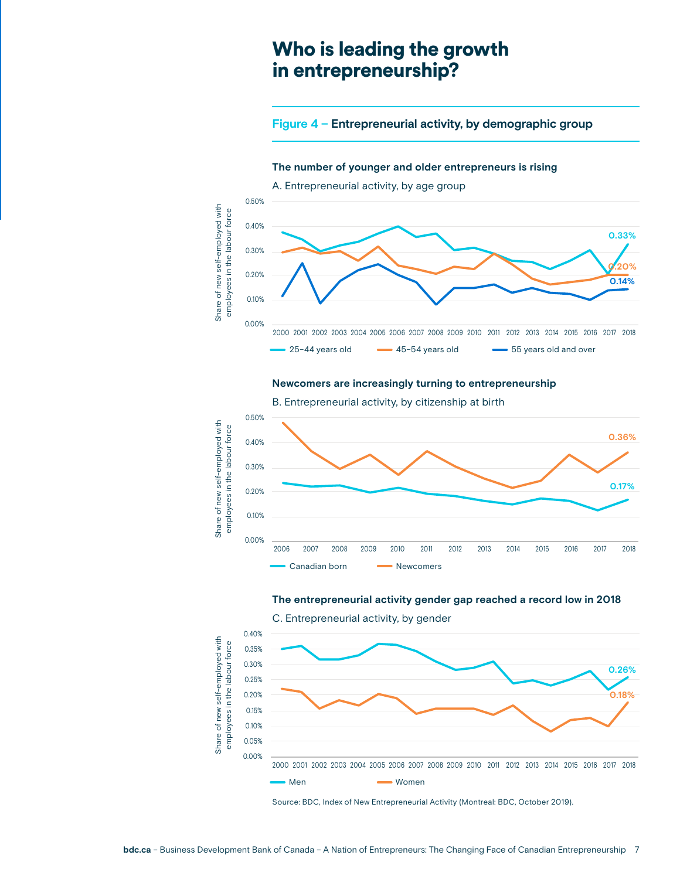# Who is leading the growth in entrepreneurship?

**Figure 4 – Entrepreneurial activity, by demographic group**

**The number of younger and older entrepreneurs is rising**

A. Entrepreneurial activity, by age group

Share of new self-employed with employees in the labour force

0.50%
0.40%
0.30%
0.20%
0.10%
0.00%

2000 2001 2002 2003 2004 2005 2006 2007 2008 2009 2010 2011 2012 2013 2014 2015 2016 2017 2018

0.33%
0.20%
0.14%

25–44 years old — 45–54 years old — 55 years old and over

**Newcomers are increasingly turning to entrepreneurship**

B. Entrepreneurial activity, by citizenship at birth

Share of new self-employed with employees in the labour force

0.50%
0.40%
0.30%
0.20%
0.10%
0.00%

2006 2007 2008 2009 2010 2011 2012 2013 2014 2015 2016 2017 2018

0.36%
0.17%

Canadian born — Newcomers

**The entrepreneurial activity gender gap reached a record low in 2018**

C. Entrepreneurial activity, by gender

Share of new self-employed with employees in the labour force

0.40%
0.35%
0.30%
0.25%
0.20%
0.15%
0.10%
0.05%
0.00%

2000 2001 2002 2003 2004 2005 2006 2007 2008 2009 2010 2011 2012 2013 2014 2015 2016 2017 2018

0.26%
0.18%

Men — Women

Source: BDC, Index of New Entrepreneurial Activity (Montreal: BDC, October 2019).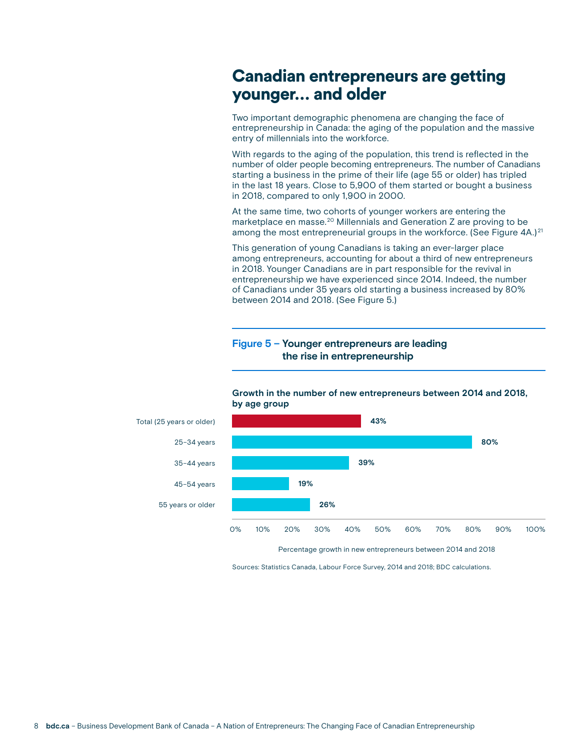# Canadian entrepreneurs are getting younger… and older

Two important demographic phenomena are changing the face of entrepreneurship in Canada: the aging of the population and the massive entry of millennials into the workforce.

With regards to the aging of the population, this trend is reflected in the number of older people becoming entrepreneurs. The number of Canadians starting a business in the prime of their life (age 55 or older) has tripled in the last 18 years. Close to 5,900 of them started or bought a business in 2018, compared to only 1,900 in 2000.

At the same time, two cohorts of younger workers are entering the marketplace en masse.[20] Millennials and Generation Z are proving to be among the most entrepreneurial groups in the workforce. (See Figure 4A.)[21]

This generation of young Canadians is taking an ever-larger place among entrepreneurs, accounting for about a third of new entrepreneurs in 2018. Younger Canadians are in part responsible for the revival in entrepreneurship we have experienced since 2014. Indeed, the number of Canadians under 35 years old starting a business increased by 80% between 2014 and 2018. (See Figure 5.)

**Figure 5 – Younger entrepreneurs are leading the rise in entrepreneurship**

**Growth in the number of new entrepreneurs between 2014 and 2018, by age group**

| Age group | Percentage growth in new entrepreneurs between 2014 and 2018 |
|---|---|
| Total (25 years or older) | 43% |
| 25–34 years | 80% |
| 35–44 years | 39% |
| 45–54 years | 19% |
| 55 years or older | 26% |

Sources: Statistics Canada, Labour Force Survey, 2014 and 2018; BDC calculations.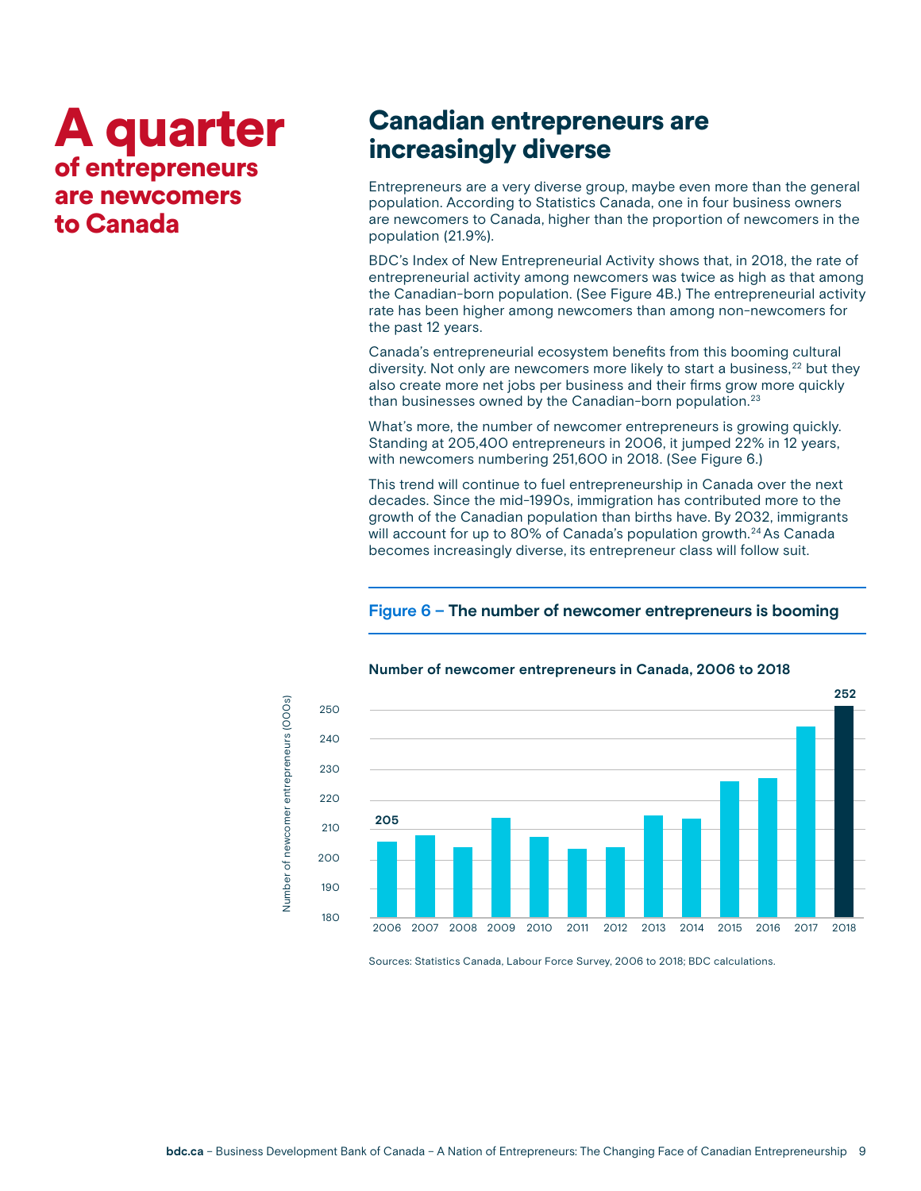# A quarter
## of entrepreneurs are newcomers to Canada

## Canadian entrepreneurs are increasingly diverse

Entrepreneurs are a very diverse group, maybe even more than the general population. According to Statistics Canada, one in four business owners are newcomers to Canada, higher than the proportion of newcomers in the population (21.9%).

BDC's Index of New Entrepreneurial Activity shows that, in 2018, the rate of entrepreneurial activity among newcomers was twice as high as that among the Canadian-born population. (See Figure 4B.) The entrepreneurial activity rate has been higher among newcomers than among non-newcomers for the past 12 years.

Canada's entrepreneurial ecosystem benefits from this booming cultural diversity. Not only are newcomers more likely to start a business,[22] but they also create more net jobs per business and their firms grow more quickly than businesses owned by the Canadian-born population.[23]

What's more, the number of newcomer entrepreneurs is growing quickly. Standing at 205,400 entrepreneurs in 2006, it jumped 22% in 12 years, with newcomers numbering 251,600 in 2018. (See Figure 6.)

This trend will continue to fuel entrepreneurship in Canada over the next decades. Since the mid-1990s, immigration has contributed more to the growth of the Canadian population than births have. By 2032, immigrants will account for up to 80% of Canada's population growth.[24] As Canada becomes increasingly diverse, its entrepreneur class will follow suit.

**Figure 6 – The number of newcomer entrepreneurs is booming**

**Number of newcomer entrepreneurs in Canada, 2006 to 2018**

| Year | Number of newcomer entrepreneurs (000s) |
|---|---|
| 2006 | 205 |
| 2018 | 252 |

Sources: Statistics Canada, Labour Force Survey, 2006 to 2018; BDC calculations.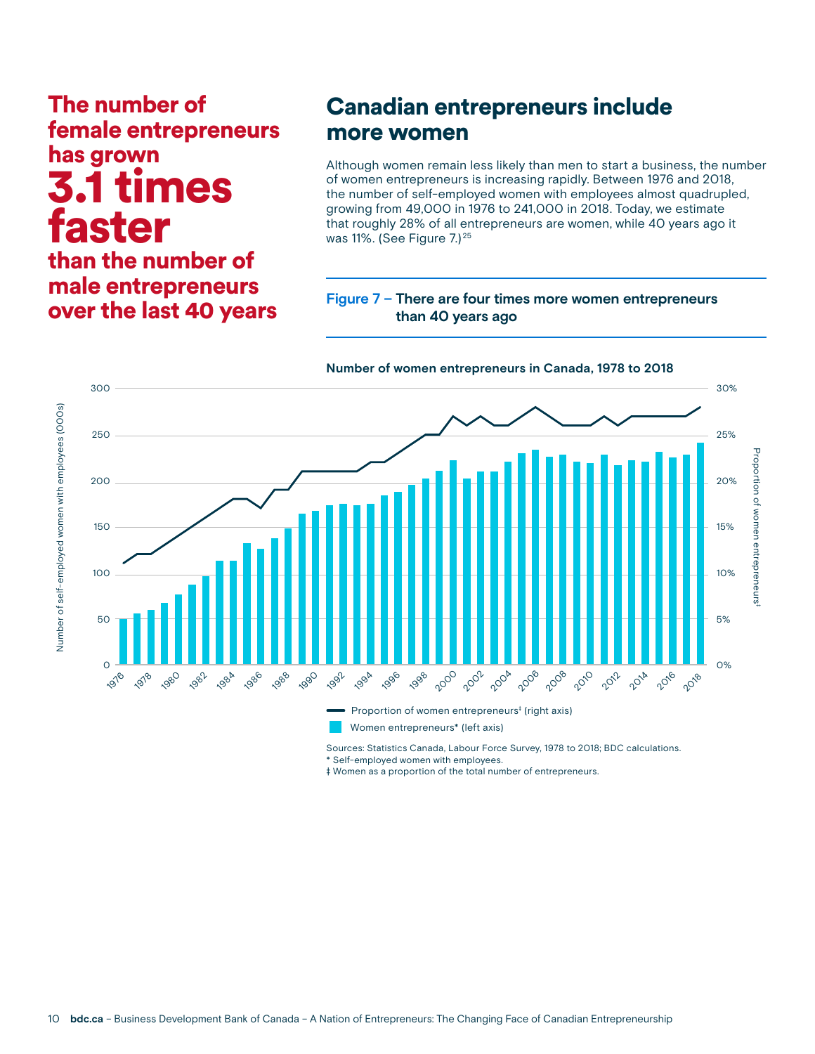## The number of female entrepreneurs has grown **3.1 times faster** than the number of male entrepreneurs over the last 40 years

## Canadian entrepreneurs include more women

Although women remain less likely than men to start a business, the number of women entrepreneurs is increasing rapidly. Between 1976 and 2018, the number of self-employed women with employees almost quadrupled, growing from 49,000 in 1976 to 241,000 in 2018. Today, we estimate that roughly 28% of all entrepreneurs are women, while 40 years ago it was 11%. (See Figure 7.)[25]

**Figure 7 – There are four times more women entrepreneurs than 40 years ago**

**Number of women entrepreneurs in Canada, 1978 to 2018**

Proportion of women entrepreneurs‡ (right axis)

Women entrepreneurs* (left axis)

Sources: Statistics Canada, Labour Force Survey, 1978 to 2018; BDC calculations.

\* Self-employed women with employees.

‡ Women as a proportion of the total number of entrepreneurs.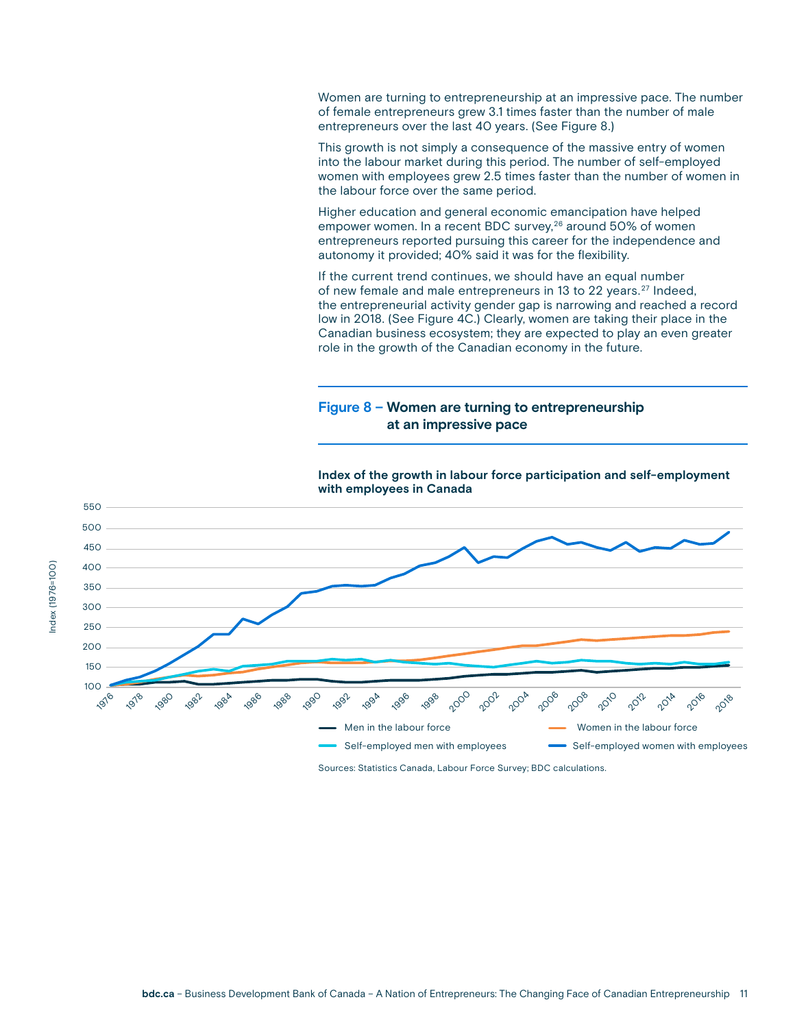Women are turning to entrepreneurship at an impressive pace. The number of female entrepreneurs grew 3.1 times faster than the number of male entrepreneurs over the last 40 years. (See Figure 8.)

This growth is not simply a consequence of the massive entry of women into the labour market during this period. The number of self-employed women with employees grew 2.5 times faster than the number of women in the labour force over the same period.

Higher education and general economic emancipation have helped empower women. In a recent BDC survey,[26] around 50% of women entrepreneurs reported pursuing this career for the independence and autonomy it provided; 40% said it was for the flexibility.

If the current trend continues, we should have an equal number of new female and male entrepreneurs in 13 to 22 years.[27] Indeed, the entrepreneurial activity gender gap is narrowing and reached a record low in 2018. (See Figure 4C.) Clearly, women are taking their place in the Canadian business ecosystem; they are expected to play an even greater role in the growth of the Canadian economy in the future.

### Figure 8 – Women are turning to entrepreneurship at an impressive pace

**Index of the growth in labour force participation and self-employment with employees in Canada**

Sources: Statistics Canada, Labour Force Survey; BDC calculations.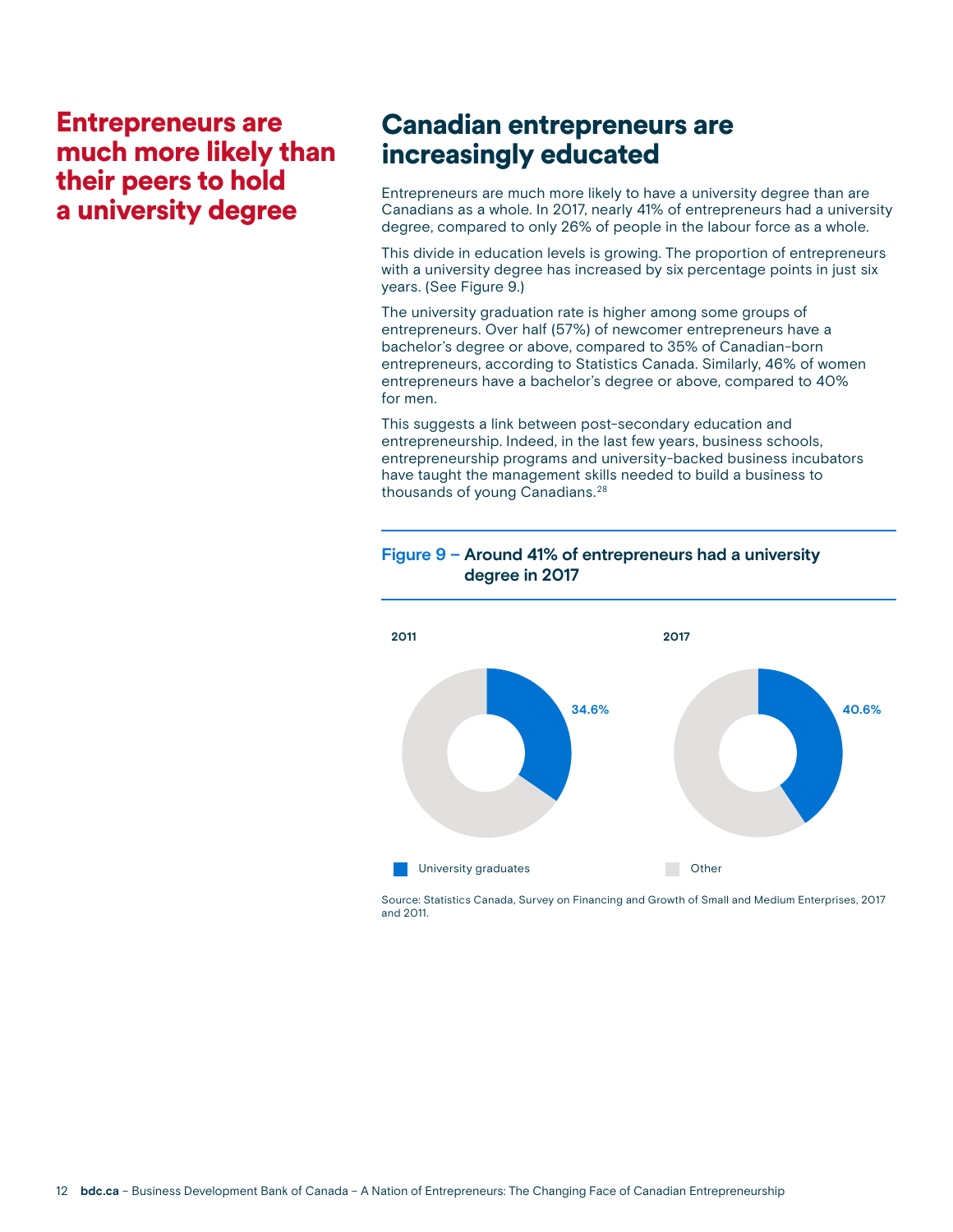## Entrepreneurs are much more likely than their peers to hold a university degree

# Canadian entrepreneurs are increasingly educated

Entrepreneurs are much more likely to have a university degree than are Canadians as a whole. In 2017, nearly 41% of entrepreneurs had a university degree, compared to only 26% of people in the labour force as a whole.

This divide in education levels is growing. The proportion of entrepreneurs with a university degree has increased by six percentage points in just six years. (See Figure 9.)

The university graduation rate is higher among some groups of entrepreneurs. Over half (57%) of newcomer entrepreneurs have a bachelor's degree or above, compared to 35% of Canadian-born entrepreneurs, according to Statistics Canada. Similarly, 46% of women entrepreneurs have a bachelor's degree or above, compared to 40% for men.

This suggests a link between post-secondary education and entrepreneurship. Indeed, in the last few years, business schools, entrepreneurship programs and university-backed business incubators have taught the management skills needed to build a business to thousands of young Canadians.[28]

**Figure 9 – Around 41% of entrepreneurs had a university degree in 2017**

| Year | University graduates | Other |
|---|---|---|
| 2011 | 34.6% | |
| 2017 | 40.6% | |

Source: Statistics Canada, Survey on Financing and Growth of Small and Medium Enterprises, 2017 and 2011.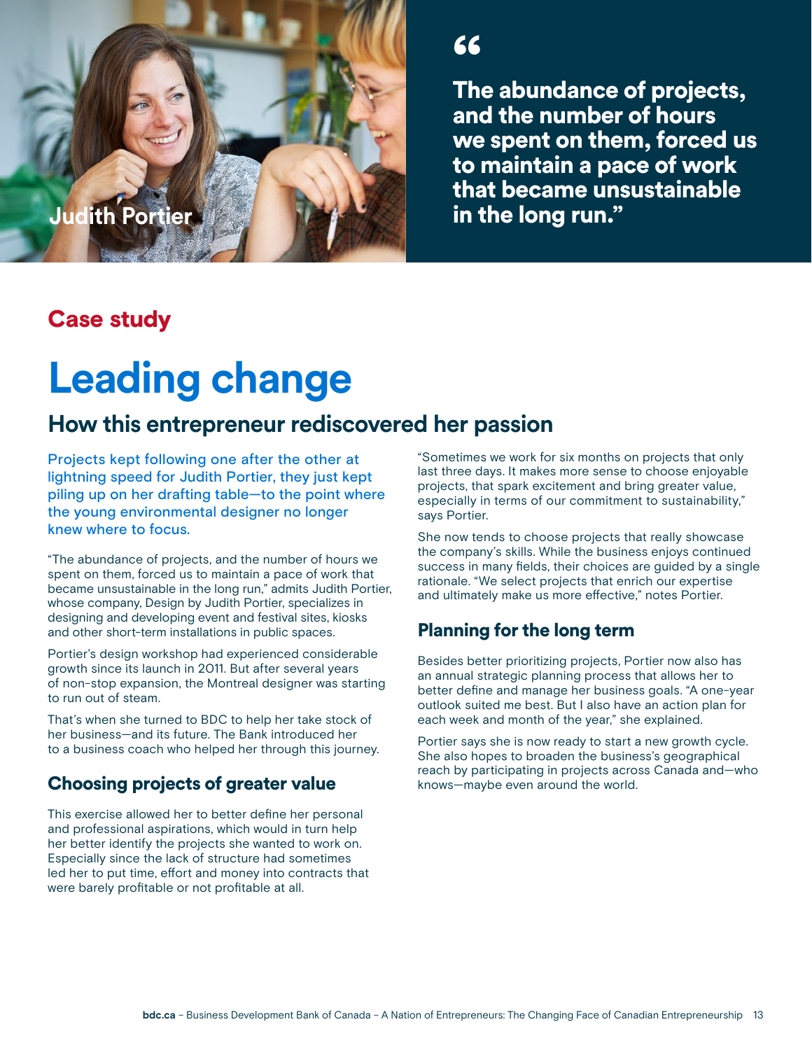Judith Portier

> "The abundance of projects, and the number of hours we spent on them, forced us to maintain a pace of work that became unsustainable in the long run."

## Case study

# Leading change

## How this entrepreneur rediscovered her passion

Projects kept following one after the other at lightning speed for Judith Portier, they just kept piling up on her drafting table—to the point where the young environmental designer no longer knew where to focus.

"The abundance of projects, and the number of hours we spent on them, forced us to maintain a pace of work that became unsustainable in the long run," admits Judith Portier, whose company, Design by Judith Portier, specializes in designing and developing event and festival sites, kiosks and other short-term installations in public spaces.

Portier's design workshop had experienced considerable growth since its launch in 2011. But after several years of non-stop expansion, the Montreal designer was starting to run out of steam.

That's when she turned to BDC to help her take stock of her business—and its future. The Bank introduced her to a business coach who helped her through this journey.

### Choosing projects of greater value

This exercise allowed her to better define her personal and professional aspirations, which would in turn help her better identify the projects she wanted to work on. Especially since the lack of structure had sometimes led her to put time, effort and money into contracts that were barely profitable or not profitable at all.

"Sometimes we work for six months on projects that only last three days. It makes more sense to choose enjoyable projects, that spark excitement and bring greater value, especially in terms of our commitment to sustainability," says Portier.

She now tends to choose projects that really showcase the company's skills. While the business enjoys continued success in many fields, their choices are guided by a single rationale. "We select projects that enrich our expertise and ultimately make us more effective," notes Portier.

### Planning for the long term

Besides better prioritizing projects, Portier now also has an annual strategic planning process that allows her to better define and manage her business goals. "A one-year outlook suited me best. But I also have an action plan for each week and month of the year," she explained.

Portier says she is now ready to start a new growth cycle. She also hopes to broaden the business's geographical reach by participating in projects across Canada and—who knows—maybe even around the world.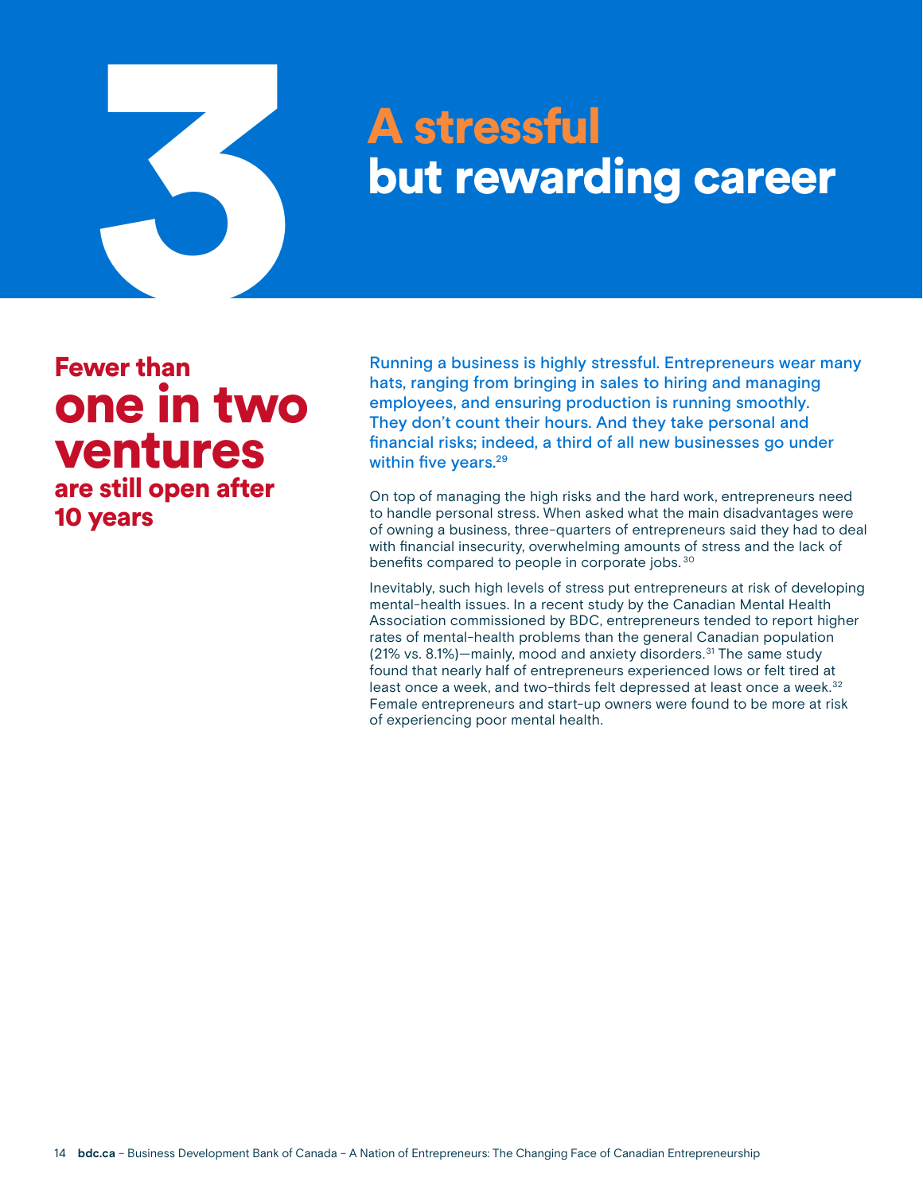# 3 A stressful but rewarding career

**Fewer than one in two ventures are still open after 10 years**

Running a business is highly stressful. Entrepreneurs wear many hats, ranging from bringing in sales to hiring and managing employees, and ensuring production is running smoothly. They don't count their hours. And they take personal and financial risks; indeed, a third of all new businesses go under within five years.[29]

On top of managing the high risks and the hard work, entrepreneurs need to handle personal stress. When asked what the main disadvantages were of owning a business, three-quarters of entrepreneurs said they had to deal with financial insecurity, overwhelming amounts of stress and the lack of benefits compared to people in corporate jobs.[30]

Inevitably, such high levels of stress put entrepreneurs at risk of developing mental-health issues. In a recent study by the Canadian Mental Health Association commissioned by BDC, entrepreneurs tended to report higher rates of mental-health problems than the general Canadian population (21% vs. 8.1%)—mainly, mood and anxiety disorders.[31] The same study found that nearly half of entrepreneurs experienced lows or felt tired at least once a week, and two-thirds felt depressed at least once a week.[32] Female entrepreneurs and start-up owners were found to be more at risk of experiencing poor mental health.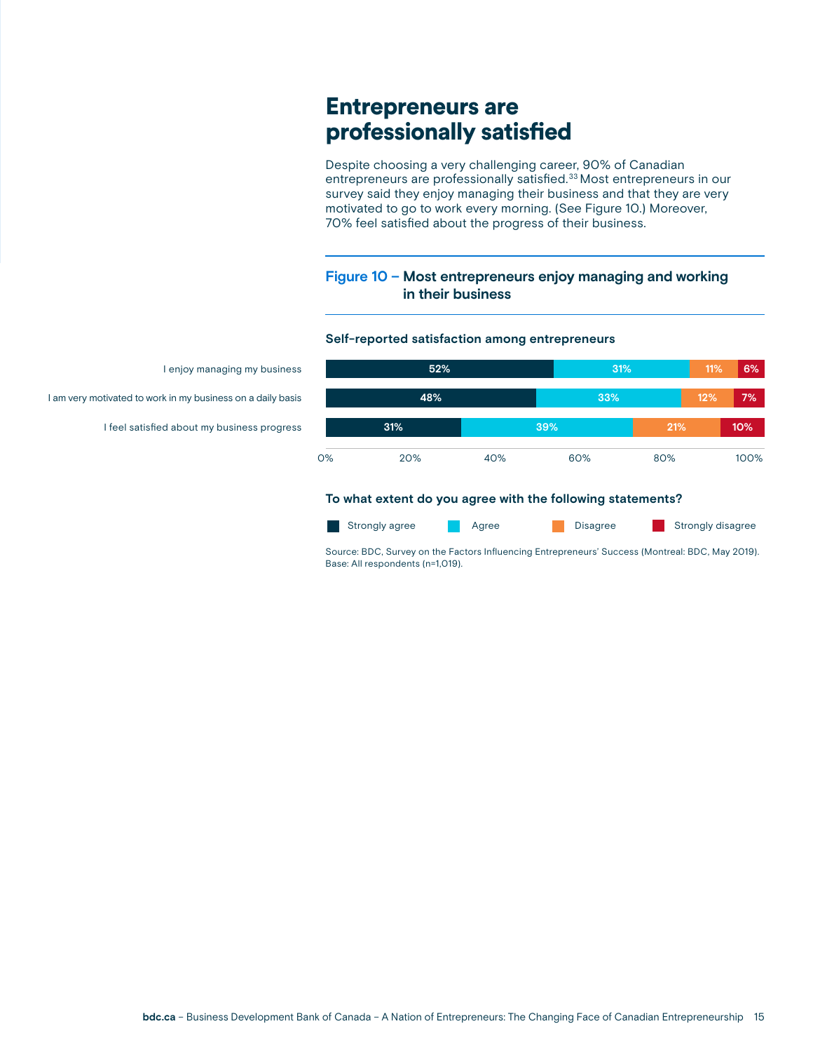# Entrepreneurs are professionally satisfied

Despite choosing a very challenging career, 90% of Canadian entrepreneurs are professionally satisfied.[33] Most entrepreneurs in our survey said they enjoy managing their business and that they are very motivated to go to work every morning. (See Figure 10.) Moreover, 70% feel satisfied about the progress of their business.

**Figure 10 – Most entrepreneurs enjoy managing and working in their business**

**Self-reported satisfaction among entrepreneurs**

| | Strongly agree | Agree | Disagree | Strongly disagree |
|---|---|---|---|---|
| I enjoy managing my business | 52% | 31% | 11% | 6% |
| I am very motivated to work in my business on a daily basis | 48% | 33% | 12% | 7% |
| I feel satisfied about my business progress | 31% | 39% | 21% | 10% |

**To what extent do you agree with the following statements?**

Source: BDC, Survey on the Factors Influencing Entrepreneurs' Success (Montreal: BDC, May 2019).
Base: All respondents (n=1,019).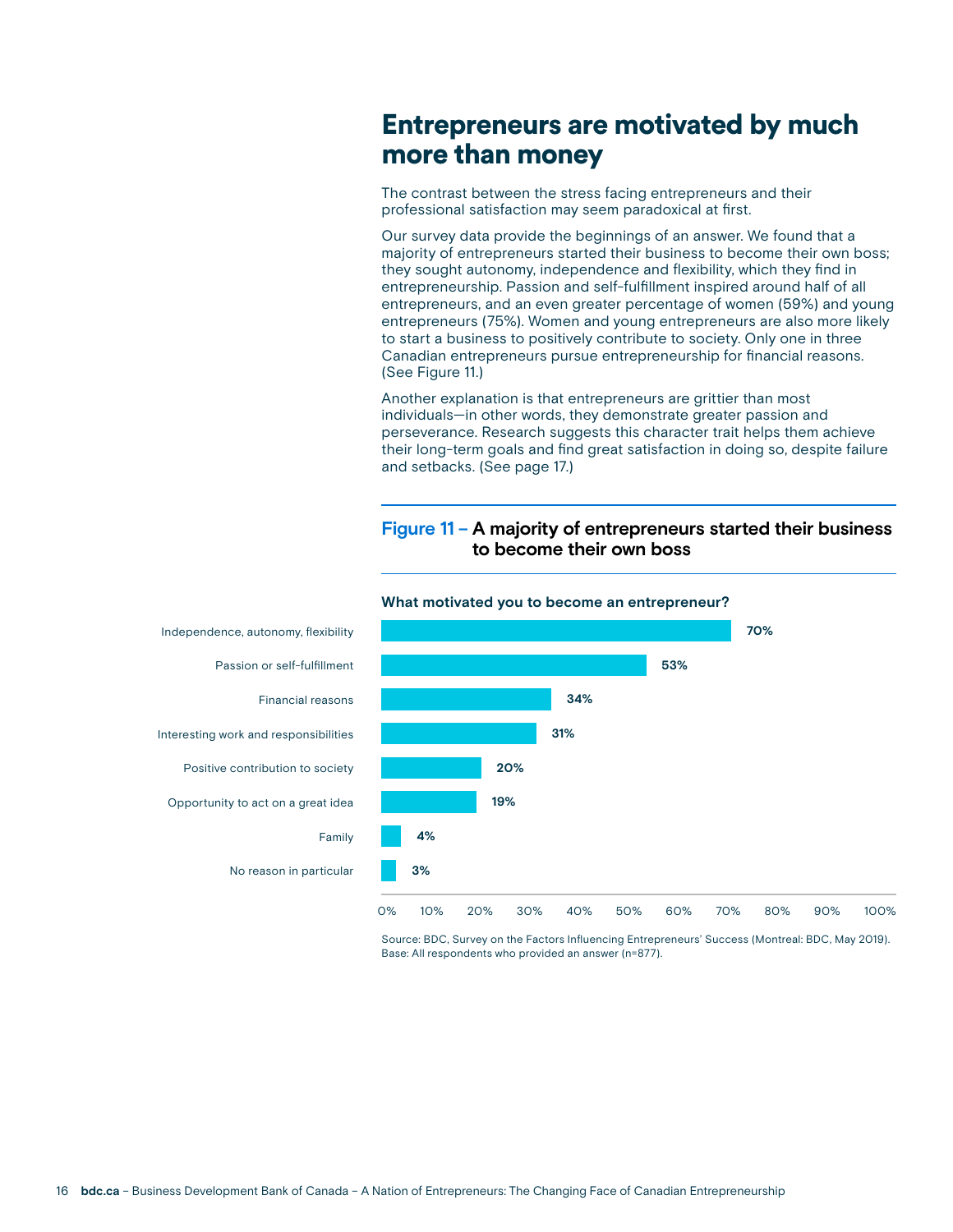# Entrepreneurs are motivated by much more than money

The contrast between the stress facing entrepreneurs and their professional satisfaction may seem paradoxical at first.

Our survey data provide the beginnings of an answer. We found that a majority of entrepreneurs started their business to become their own boss; they sought autonomy, independence and flexibility, which they find in entrepreneurship. Passion and self-fulfillment inspired around half of all entrepreneurs, and an even greater percentage of women (59%) and young entrepreneurs (75%). Women and young entrepreneurs are also more likely to start a business to positively contribute to society. Only one in three Canadian entrepreneurs pursue entrepreneurship for financial reasons. (See Figure 11.)

Another explanation is that entrepreneurs are grittier than most individuals—in other words, they demonstrate greater passion and perseverance. Research suggests this character trait helps them achieve their long-term goals and find great satisfaction in doing so, despite failure and setbacks. (See page 17.)

**Figure 11 – A majority of entrepreneurs started their business to become their own boss**

**What motivated you to become an entrepreneur?**

| Motivation | Percentage |
|---|---|
| Independence, autonomy, flexibility | 70% |
| Passion or self-fulfillment | 53% |
| Financial reasons | 34% |
| Interesting work and responsibilities | 31% |
| Positive contribution to society | 20% |
| Opportunity to act on a great idea | 19% |
| Family | 4% |
| No reason in particular | 3% |

Source: BDC, Survey on the Factors Influencing Entrepreneurs' Success (Montreal: BDC, May 2019).
Base: All respondents who provided an answer (n=877).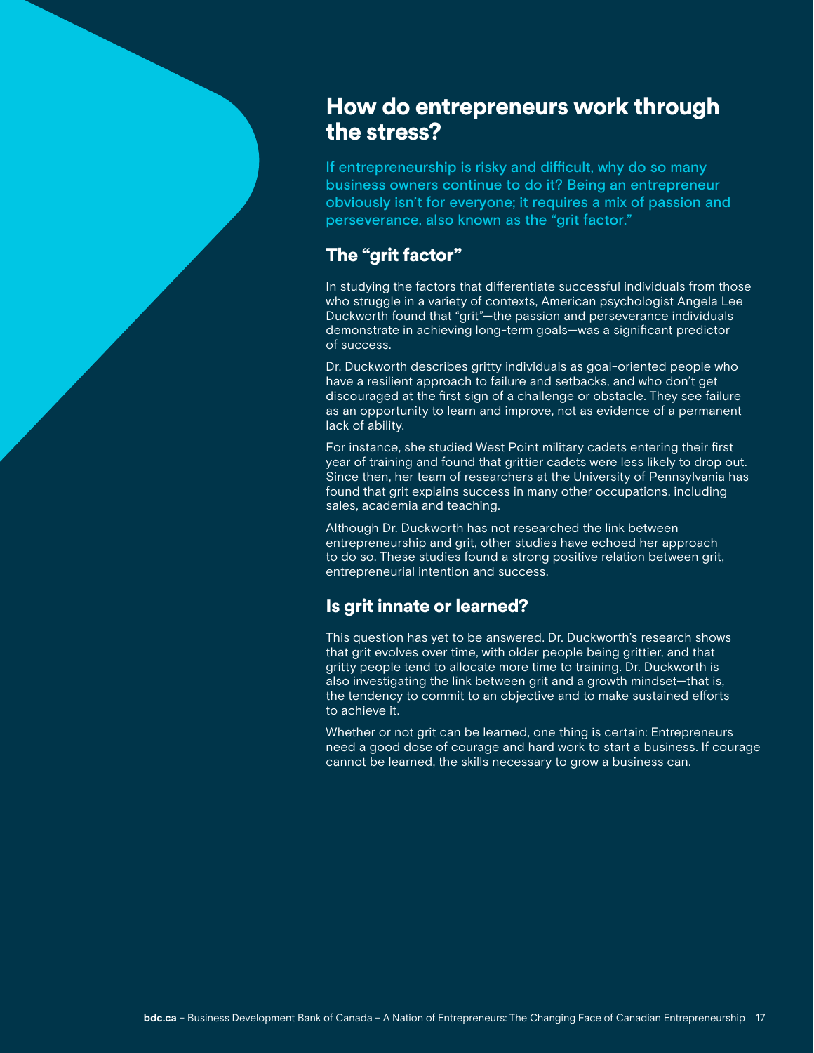## How do entrepreneurs work through the stress?

If entrepreneurship is risky and difficult, why do so many business owners continue to do it? Being an entrepreneur obviously isn't for everyone; it requires a mix of passion and perseverance, also known as the "grit factor."

### The "grit factor"

In studying the factors that differentiate successful individuals from those who struggle in a variety of contexts, American psychologist Angela Lee Duckworth found that "grit"—the passion and perseverance individuals demonstrate in achieving long-term goals—was a significant predictor of success.

Dr. Duckworth describes gritty individuals as goal-oriented people who have a resilient approach to failure and setbacks, and who don't get discouraged at the first sign of a challenge or obstacle. They see failure as an opportunity to learn and improve, not as evidence of a permanent lack of ability.

For instance, she studied West Point military cadets entering their first year of training and found that grittier cadets were less likely to drop out. Since then, her team of researchers at the University of Pennsylvania has found that grit explains success in many other occupations, including sales, academia and teaching.

Although Dr. Duckworth has not researched the link between entrepreneurship and grit, other studies have echoed her approach to do so. These studies found a strong positive relation between grit, entrepreneurial intention and success.

### Is grit innate or learned?

This question has yet to be answered. Dr. Duckworth's research shows that grit evolves over time, with older people being grittier, and that gritty people tend to allocate more time to training. Dr. Duckworth is also investigating the link between grit and a growth mindset—that is, the tendency to commit to an objective and to make sustained efforts to achieve it.

Whether or not grit can be learned, one thing is certain: Entrepreneurs need a good dose of courage and hard work to start a business. If courage cannot be learned, the skills necessary to grow a business can.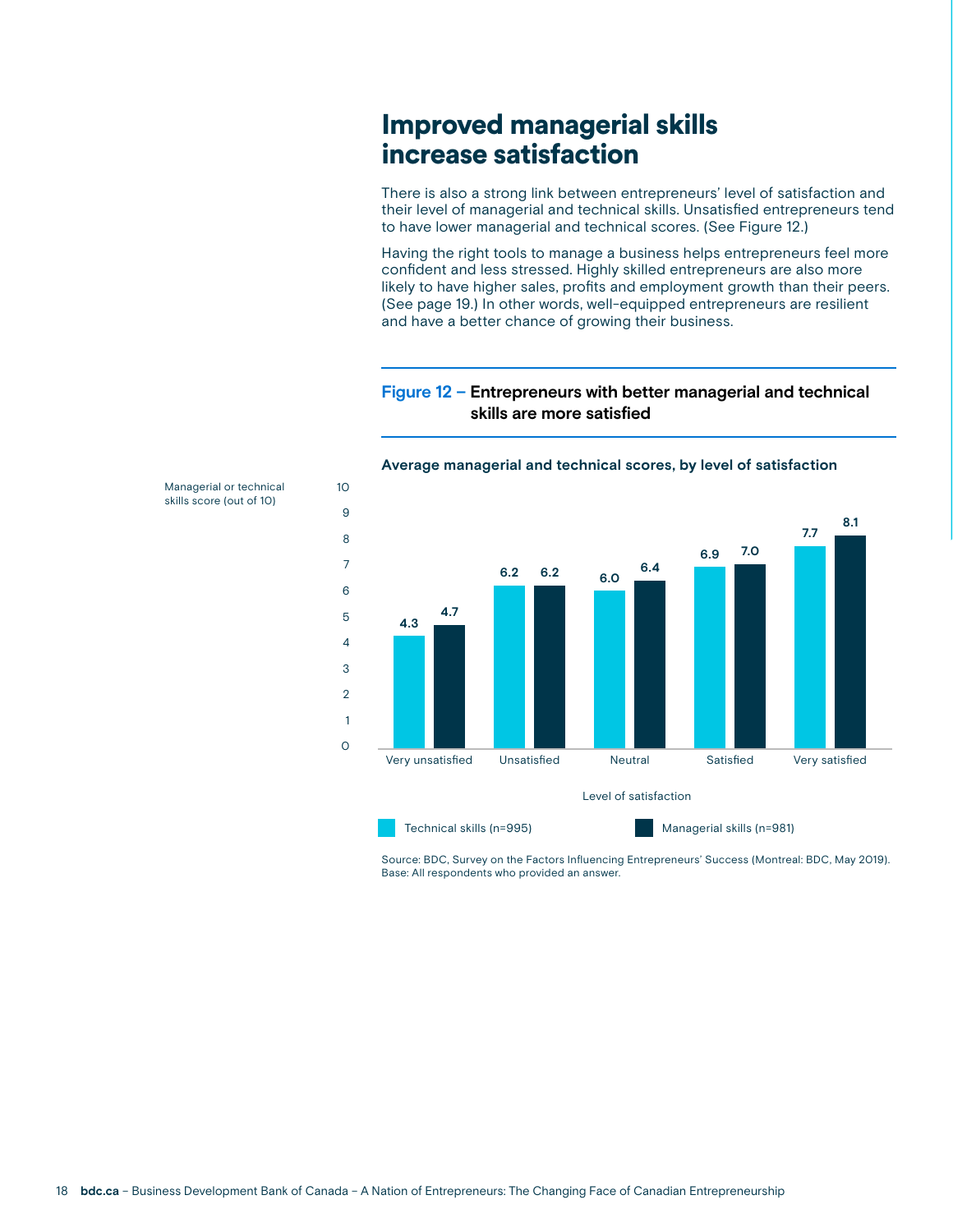## Improved managerial skills increase satisfaction

There is also a strong link between entrepreneurs' level of satisfaction and their level of managerial and technical skills. Unsatisfied entrepreneurs tend to have lower managerial and technical scores. (See Figure 12.)

Having the right tools to manage a business helps entrepreneurs feel more confident and less stressed. Highly skilled entrepreneurs are also more likely to have higher sales, profits and employment growth than their peers. (See page 19.) In other words, well-equipped entrepreneurs are resilient and have a better chance of growing their business.

**Figure 12 – Entrepreneurs with better managerial and technical skills are more satisfied**

**Average managerial and technical scores, by level of satisfaction**

Managerial or technical skills score (out of 10)

| Level of satisfaction | Technical skills (n=995) | Managerial skills (n=981) |
|---|---|---|
| Very unsatisfied | 4.3 | 4.7 |
| Unsatisfied | 6.2 | 6.2 |
| Neutral | 6.0 | 6.4 |
| Satisfied | 6.9 | 7.0 |
| Very satisfied | 7.7 | 8.1 |

Source: BDC, Survey on the Factors Influencing Entrepreneurs' Success (Montreal: BDC, May 2019).
Base: All respondents who provided an answer.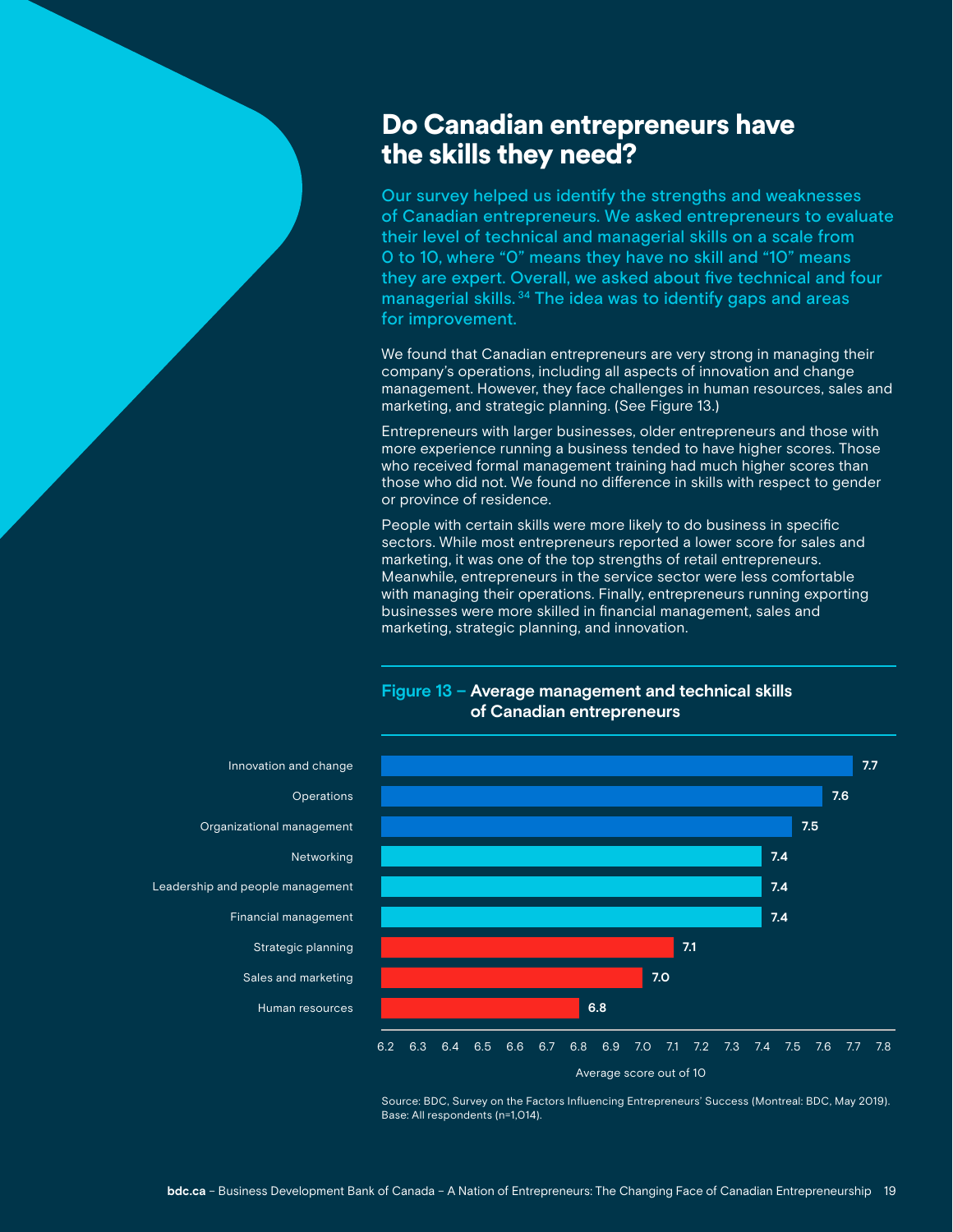# Do Canadian entrepreneurs have the skills they need?

Our survey helped us identify the strengths and weaknesses of Canadian entrepreneurs. We asked entrepreneurs to evaluate their level of technical and managerial skills on a scale from 0 to 10, where "0" means they have no skill and "10" means they are expert. Overall, we asked about five technical and four managerial skills.[34] The idea was to identify gaps and areas for improvement.

We found that Canadian entrepreneurs are very strong in managing their company's operations, including all aspects of innovation and change management. However, they face challenges in human resources, sales and marketing, and strategic planning. (See Figure 13.)

Entrepreneurs with larger businesses, older entrepreneurs and those with more experience running a business tended to have higher scores. Those who received formal management training had much higher scores than those who did not. We found no difference in skills with respect to gender or province of residence.

People with certain skills were more likely to do business in specific sectors. While most entrepreneurs reported a lower score for sales and marketing, it was one of the top strengths of retail entrepreneurs. Meanwhile, entrepreneurs in the service sector were less comfortable with managing their operations. Finally, entrepreneurs running exporting businesses were more skilled in financial management, sales and marketing, strategic planning, and innovation.

**Figure 13 – Average management and technical skills of Canadian entrepreneurs**

| Skill | Average score out of 10 |
| --- | --- |
| Innovation and change | 7.7 |
| Operations | 7.6 |
| Organizational management | 7.5 |
| Networking | 7.4 |
| Leadership and people management | 7.4 |
| Financial management | 7.4 |
| Strategic planning | 7.1 |
| Sales and marketing | 7.0 |
| Human resources | 6.8 |

Source: BDC, Survey on the Factors Influencing Entrepreneurs' Success (Montreal: BDC, May 2019). Base: All respondents (n=1,014).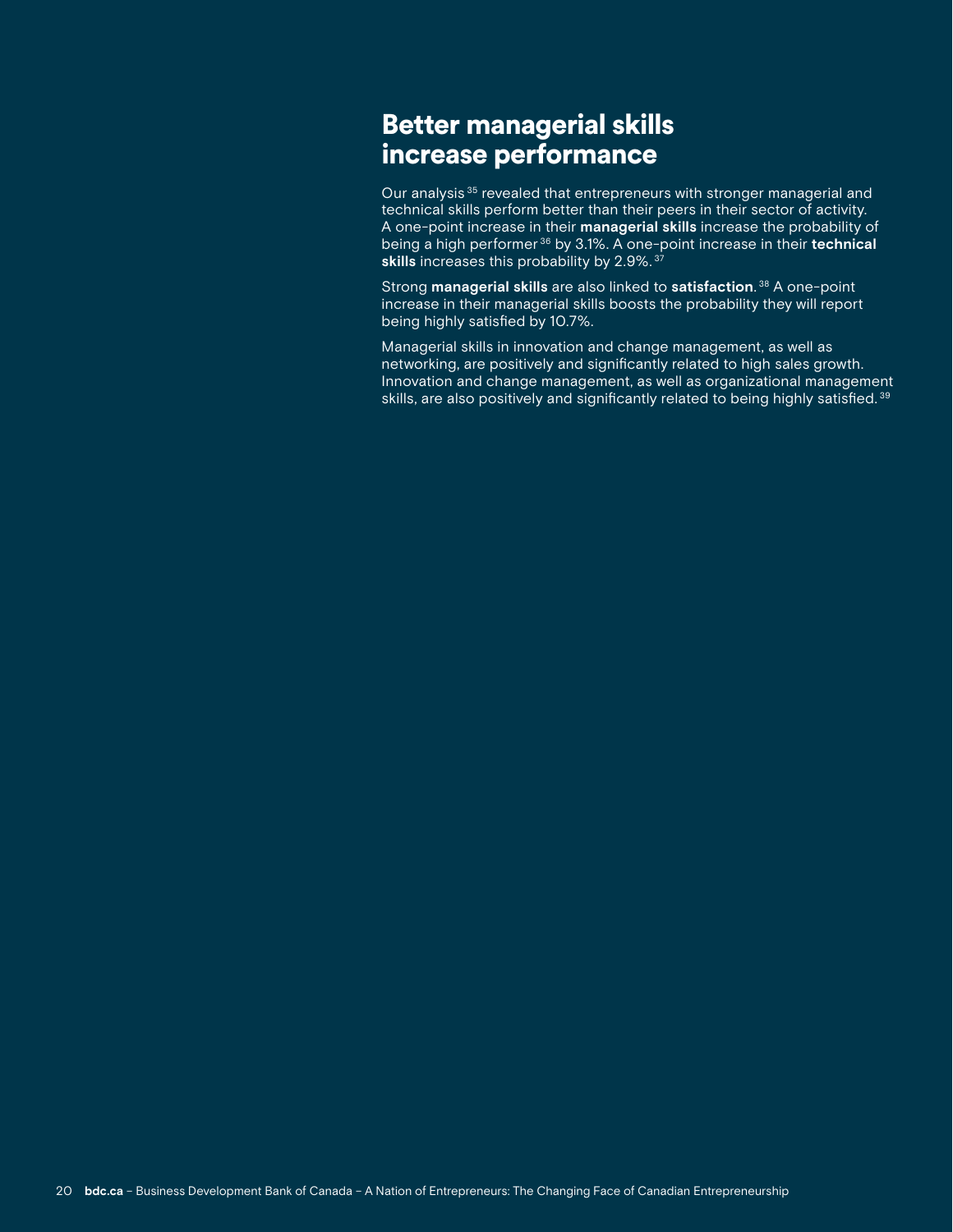## Better managerial skills increase performance

Our analysis [35] revealed that entrepreneurs with stronger managerial and technical skills perform better than their peers in their sector of activity. A one-point increase in their **managerial skills** increase the probability of being a high performer [36] by 3.1%. A one-point increase in their **technical skills** increases this probability by 2.9%. [37]

Strong **managerial skills** are also linked to **satisfaction**. [38] A one-point increase in their managerial skills boosts the probability they will report being highly satisfied by 10.7%.

Managerial skills in innovation and change management, as well as networking, are positively and significantly related to high sales growth. Innovation and change management, as well as organizational management skills, are also positively and significantly related to being highly satisfied. [39]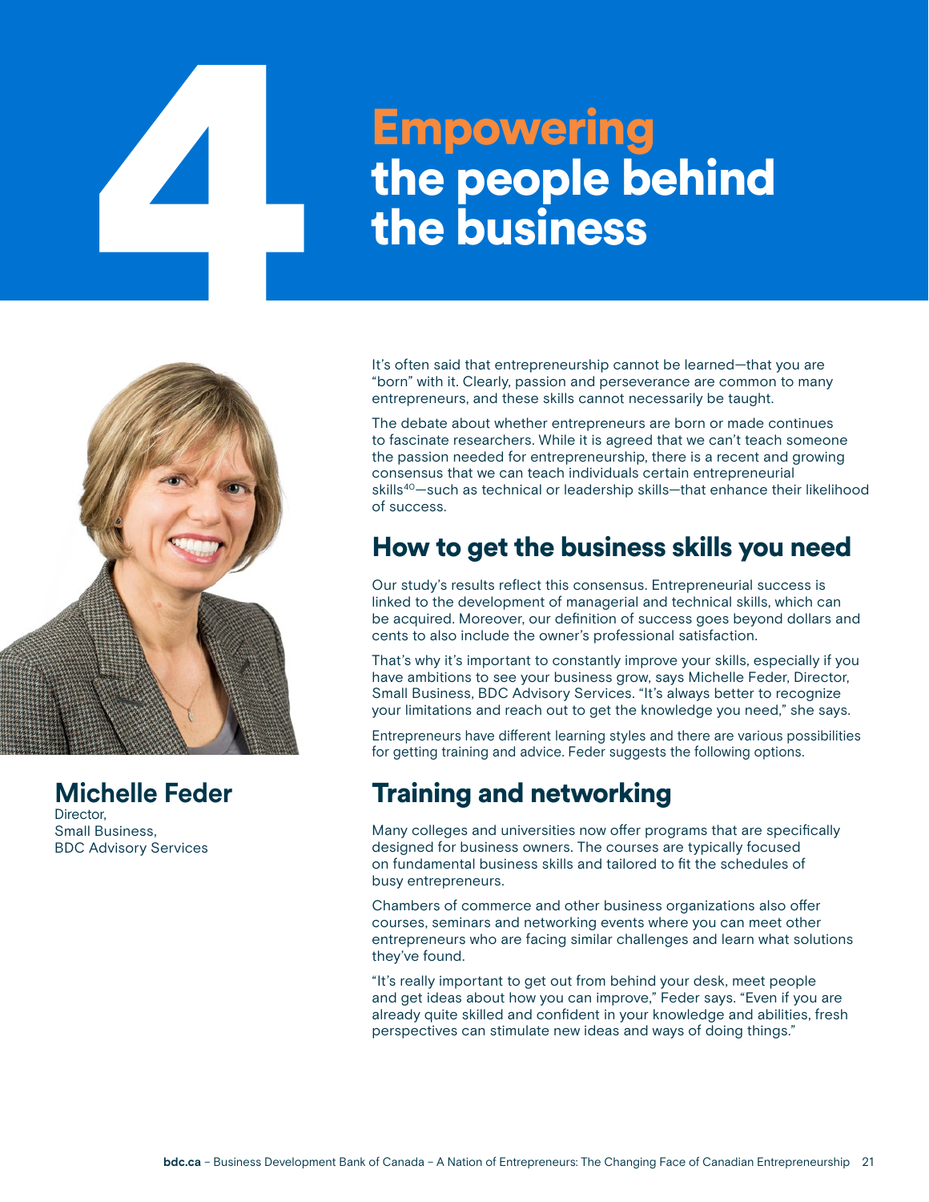# 4 Empowering the people behind the business

**Michelle Feder**
Director,
Small Business,
BDC Advisory Services

It's often said that entrepreneurship cannot be learned—that you are "born" with it. Clearly, passion and perseverance are common to many entrepreneurs, and these skills cannot necessarily be taught.

The debate about whether entrepreneurs are born or made continues to fascinate researchers. While it is agreed that we can't teach someone the passion needed for entrepreneurship, there is a recent and growing consensus that we can teach individuals certain entrepreneurial skills[40]—such as technical or leadership skills—that enhance their likelihood of success.

## How to get the business skills you need

Our study's results reflect this consensus. Entrepreneurial success is linked to the development of managerial and technical skills, which can be acquired. Moreover, our definition of success goes beyond dollars and cents to also include the owner's professional satisfaction.

That's why it's important to constantly improve your skills, especially if you have ambitions to see your business grow, says Michelle Feder, Director, Small Business, BDC Advisory Services. "It's always better to recognize your limitations and reach out to get the knowledge you need," she says.

Entrepreneurs have different learning styles and there are various possibilities for getting training and advice. Feder suggests the following options.

## Training and networking

Many colleges and universities now offer programs that are specifically designed for business owners. The courses are typically focused on fundamental business skills and tailored to fit the schedules of busy entrepreneurs.

Chambers of commerce and other business organizations also offer courses, seminars and networking events where you can meet other entrepreneurs who are facing similar challenges and learn what solutions they've found.

"It's really important to get out from behind your desk, meet people and get ideas about how you can improve," Feder says. "Even if you are already quite skilled and confident in your knowledge and abilities, fresh perspectives can stimulate new ideas and ways of doing things."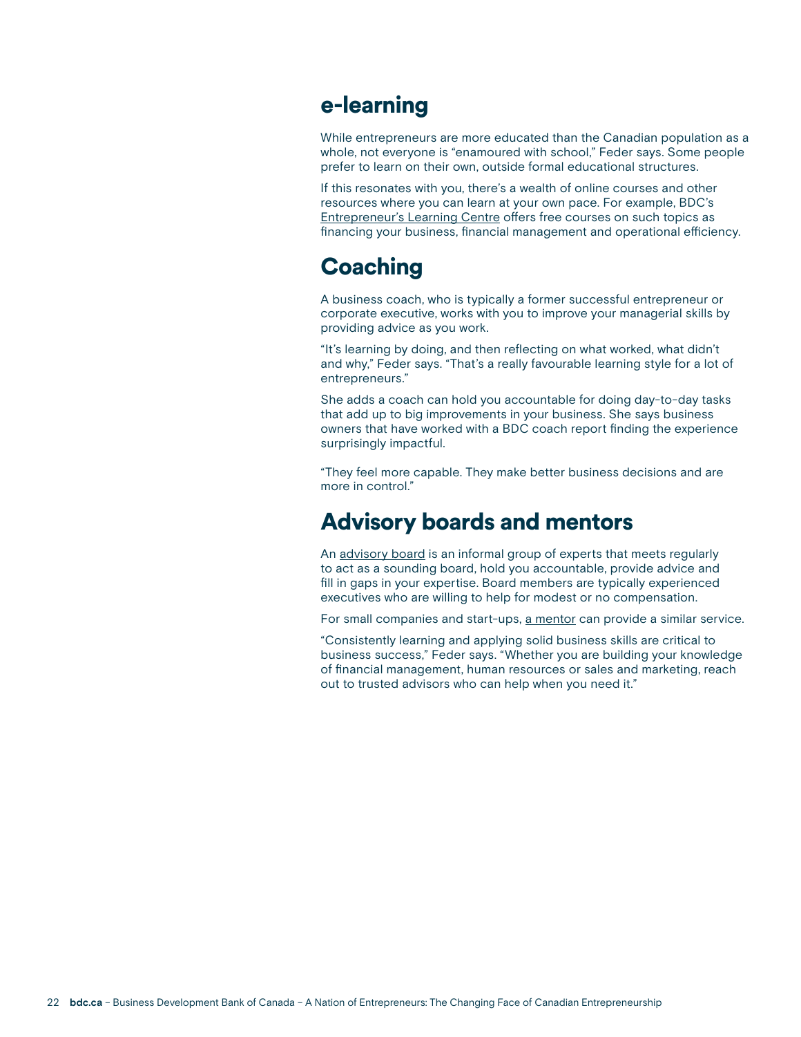## e-learning

While entrepreneurs are more educated than the Canadian population as a whole, not everyone is "enamoured with school," Feder says. Some people prefer to learn on their own, outside formal educational structures.

If this resonates with you, there's a wealth of online courses and other resources where you can learn at your own pace. For example, BDC's Entrepreneur's Learning Centre offers free courses on such topics as financing your business, financial management and operational efficiency.

## Coaching

A business coach, who is typically a former successful entrepreneur or corporate executive, works with you to improve your managerial skills by providing advice as you work.

"It's learning by doing, and then reflecting on what worked, what didn't and why," Feder says. "That's a really favourable learning style for a lot of entrepreneurs."

She adds a coach can hold you accountable for doing day-to-day tasks that add up to big improvements in your business. She says business owners that have worked with a BDC coach report finding the experience surprisingly impactful.

"They feel more capable. They make better business decisions and are more in control."

## Advisory boards and mentors

An advisory board is an informal group of experts that meets regularly to act as a sounding board, hold you accountable, provide advice and fill in gaps in your expertise. Board members are typically experienced executives who are willing to help for modest or no compensation.

For small companies and start-ups, a mentor can provide a similar service.

"Consistently learning and applying solid business skills are critical to business success," Feder says. "Whether you are building your knowledge of financial management, human resources or sales and marketing, reach out to trusted advisors who can help when you need it."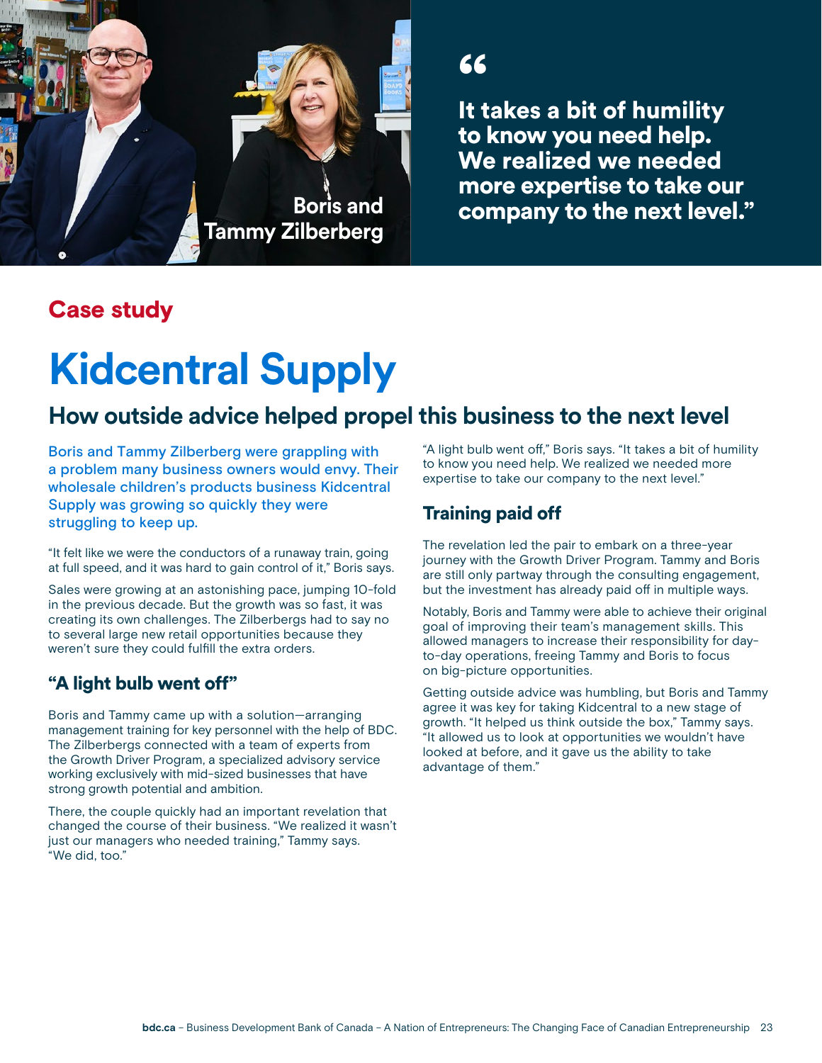Boris and Tammy Zilberberg

> "It takes a bit of humility to know you need help. We realized we needed more expertise to take our company to the next level."

Case study

# Kidcentral Supply

## How outside advice helped propel this business to the next level

Boris and Tammy Zilberberg were grappling with a problem many business owners would envy. Their wholesale children's products business Kidcentral Supply was growing so quickly they were struggling to keep up.

"It felt like we were the conductors of a runaway train, going at full speed, and it was hard to gain control of it," Boris says.

Sales were growing at an astonishing pace, jumping 10-fold in the previous decade. But the growth was so fast, it was creating its own challenges. The Zilberbergs had to say no to several large new retail opportunities because they weren't sure they could fulfill the extra orders.

### "A light bulb went off"

Boris and Tammy came up with a solution—arranging management training for key personnel with the help of BDC. The Zilberbergs connected with a team of experts from the Growth Driver Program, a specialized advisory service working exclusively with mid-sized businesses that have strong growth potential and ambition.

There, the couple quickly had an important revelation that changed the course of their business. "We realized it wasn't just our managers who needed training," Tammy says. "We did, too."

"A light bulb went off," Boris says. "It takes a bit of humility to know you need help. We realized we needed more expertise to take our company to the next level."

### Training paid off

The revelation led the pair to embark on a three-year journey with the Growth Driver Program. Tammy and Boris are still only partway through the consulting engagement, but the investment has already paid off in multiple ways.

Notably, Boris and Tammy were able to achieve their original goal of improving their team's management skills. This allowed managers to increase their responsibility for day-to-day operations, freeing Tammy and Boris to focus on big-picture opportunities.

Getting outside advice was humbling, but Boris and Tammy agree it was key for taking Kidcentral to a new stage of growth. "It helped us think outside the box," Tammy says. "It allowed us to look at opportunities we wouldn't have looked at before, and it gave us the ability to take advantage of them."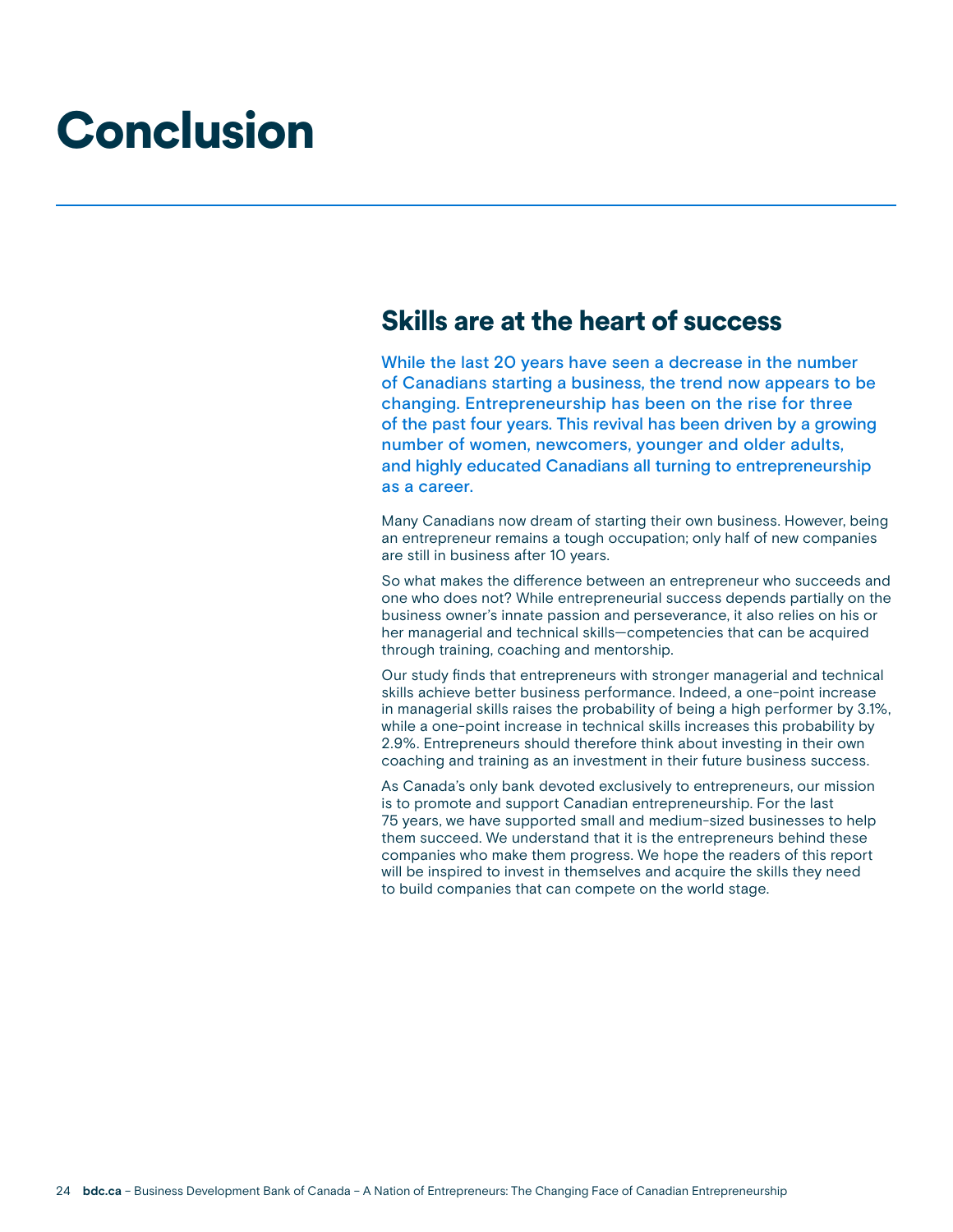# Conclusion

## Skills are at the heart of success

While the last 20 years have seen a decrease in the number of Canadians starting a business, the trend now appears to be changing. Entrepreneurship has been on the rise for three of the past four years. This revival has been driven by a growing number of women, newcomers, younger and older adults, and highly educated Canadians all turning to entrepreneurship as a career.

Many Canadians now dream of starting their own business. However, being an entrepreneur remains a tough occupation; only half of new companies are still in business after 10 years.

So what makes the difference between an entrepreneur who succeeds and one who does not? While entrepreneurial success depends partially on the business owner's innate passion and perseverance, it also relies on his or her managerial and technical skills—competencies that can be acquired through training, coaching and mentorship.

Our study finds that entrepreneurs with stronger managerial and technical skills achieve better business performance. Indeed, a one-point increase in managerial skills raises the probability of being a high performer by 3.1%, while a one-point increase in technical skills increases this probability by 2.9%. Entrepreneurs should therefore think about investing in their own coaching and training as an investment in their future business success.

As Canada's only bank devoted exclusively to entrepreneurs, our mission is to promote and support Canadian entrepreneurship. For the last 75 years, we have supported small and medium-sized businesses to help them succeed. We understand that it is the entrepreneurs behind these companies who make them progress. We hope the readers of this report will be inspired to invest in themselves and acquire the skills they need to build companies that can compete on the world stage.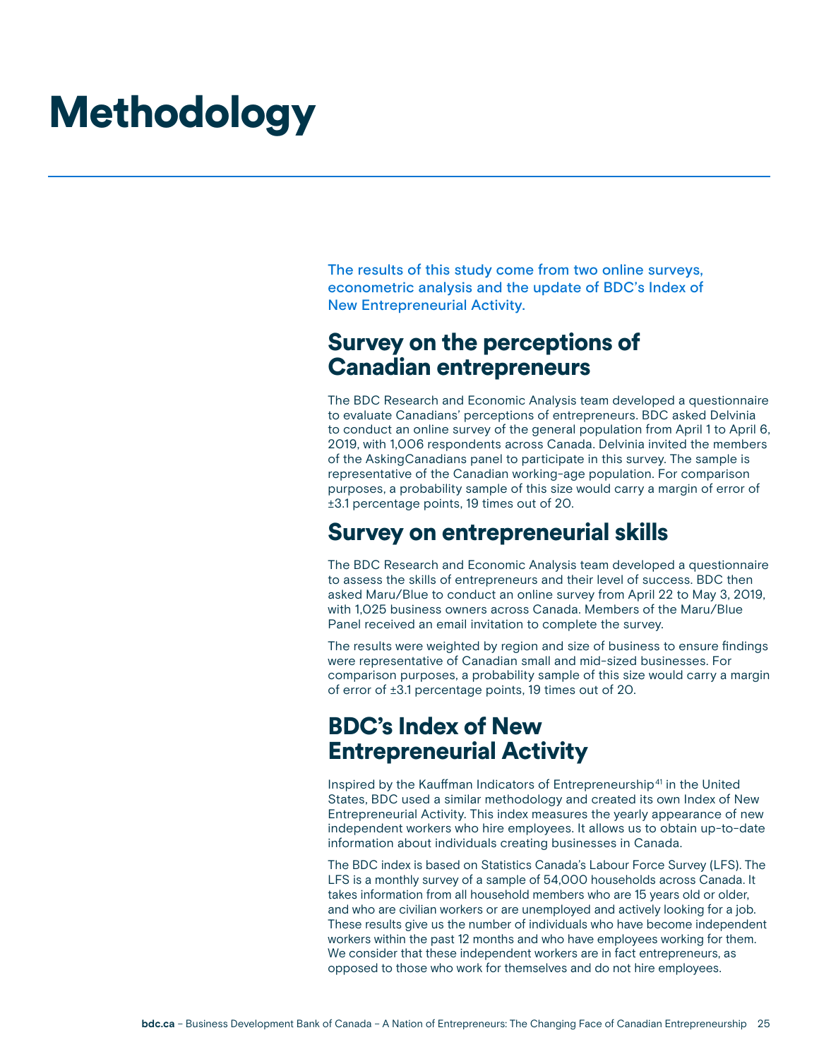# Methodology

The results of this study come from two online surveys, econometric analysis and the update of BDC's Index of New Entrepreneurial Activity.

## Survey on the perceptions of Canadian entrepreneurs

The BDC Research and Economic Analysis team developed a questionnaire to evaluate Canadians' perceptions of entrepreneurs. BDC asked Delvinia to conduct an online survey of the general population from April 1 to April 6, 2019, with 1,006 respondents across Canada. Delvinia invited the members of the AskingCanadians panel to participate in this survey. The sample is representative of the Canadian working-age population. For comparison purposes, a probability sample of this size would carry a margin of error of ±3.1 percentage points, 19 times out of 20.

## Survey on entrepreneurial skills

The BDC Research and Economic Analysis team developed a questionnaire to assess the skills of entrepreneurs and their level of success. BDC then asked Maru/Blue to conduct an online survey from April 22 to May 3, 2019, with 1,025 business owners across Canada. Members of the Maru/Blue Panel received an email invitation to complete the survey.

The results were weighted by region and size of business to ensure findings were representative of Canadian small and mid-sized businesses. For comparison purposes, a probability sample of this size would carry a margin of error of ±3.1 percentage points, 19 times out of 20.

## BDC's Index of New Entrepreneurial Activity

Inspired by the Kauffman Indicators of Entrepreneurship[41] in the United States, BDC used a similar methodology and created its own Index of New Entrepreneurial Activity. This index measures the yearly appearance of new independent workers who hire employees. It allows us to obtain up-to-date information about individuals creating businesses in Canada.

The BDC index is based on Statistics Canada's Labour Force Survey (LFS). The LFS is a monthly survey of a sample of 54,000 households across Canada. It takes information from all household members who are 15 years old or older, and who are civilian workers or are unemployed and actively looking for a job. These results give us the number of individuals who have become independent workers within the past 12 months and who have employees working for them. We consider that these independent workers are in fact entrepreneurs, as opposed to those who work for themselves and do not hire employees.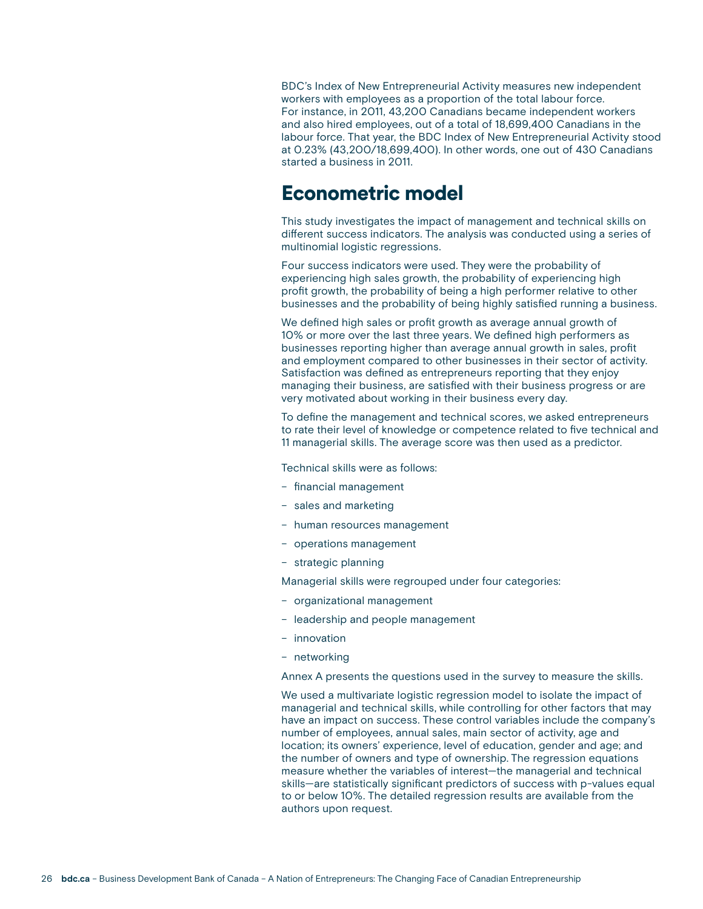BDC's Index of New Entrepreneurial Activity measures new independent workers with employees as a proportion of the total labour force. For instance, in 2011, 43,200 Canadians became independent workers and also hired employees, out of a total of 18,699,400 Canadians in the labour force. That year, the BDC Index of New Entrepreneurial Activity stood at 0.23% (43,200/18,699,400). In other words, one out of 430 Canadians started a business in 2011.

## Econometric model

This study investigates the impact of management and technical skills on different success indicators. The analysis was conducted using a series of multinomial logistic regressions.

Four success indicators were used. They were the probability of experiencing high sales growth, the probability of experiencing high profit growth, the probability of being a high performer relative to other businesses and the probability of being highly satisfied running a business.

We defined high sales or profit growth as average annual growth of 10% or more over the last three years. We defined high performers as businesses reporting higher than average annual growth in sales, profit and employment compared to other businesses in their sector of activity. Satisfaction was defined as entrepreneurs reporting that they enjoy managing their business, are satisfied with their business progress or are very motivated about working in their business every day.

To define the management and technical scores, we asked entrepreneurs to rate their level of knowledge or competence related to five technical and 11 managerial skills. The average score was then used as a predictor.

Technical skills were as follows:

- financial management
- sales and marketing
- human resources management
- operations management
- strategic planning

Managerial skills were regrouped under four categories:

- organizational management
- leadership and people management
- innovation
- networking

Annex A presents the questions used in the survey to measure the skills.

We used a multivariate logistic regression model to isolate the impact of managerial and technical skills, while controlling for other factors that may have an impact on success. These control variables include the company's number of employees, annual sales, main sector of activity, age and location; its owners' experience, level of education, gender and age; and the number of owners and type of ownership. The regression equations measure whether the variables of interest—the managerial and technical skills—are statistically significant predictors of success with p-values equal to or below 10%. The detailed regression results are available from the authors upon request.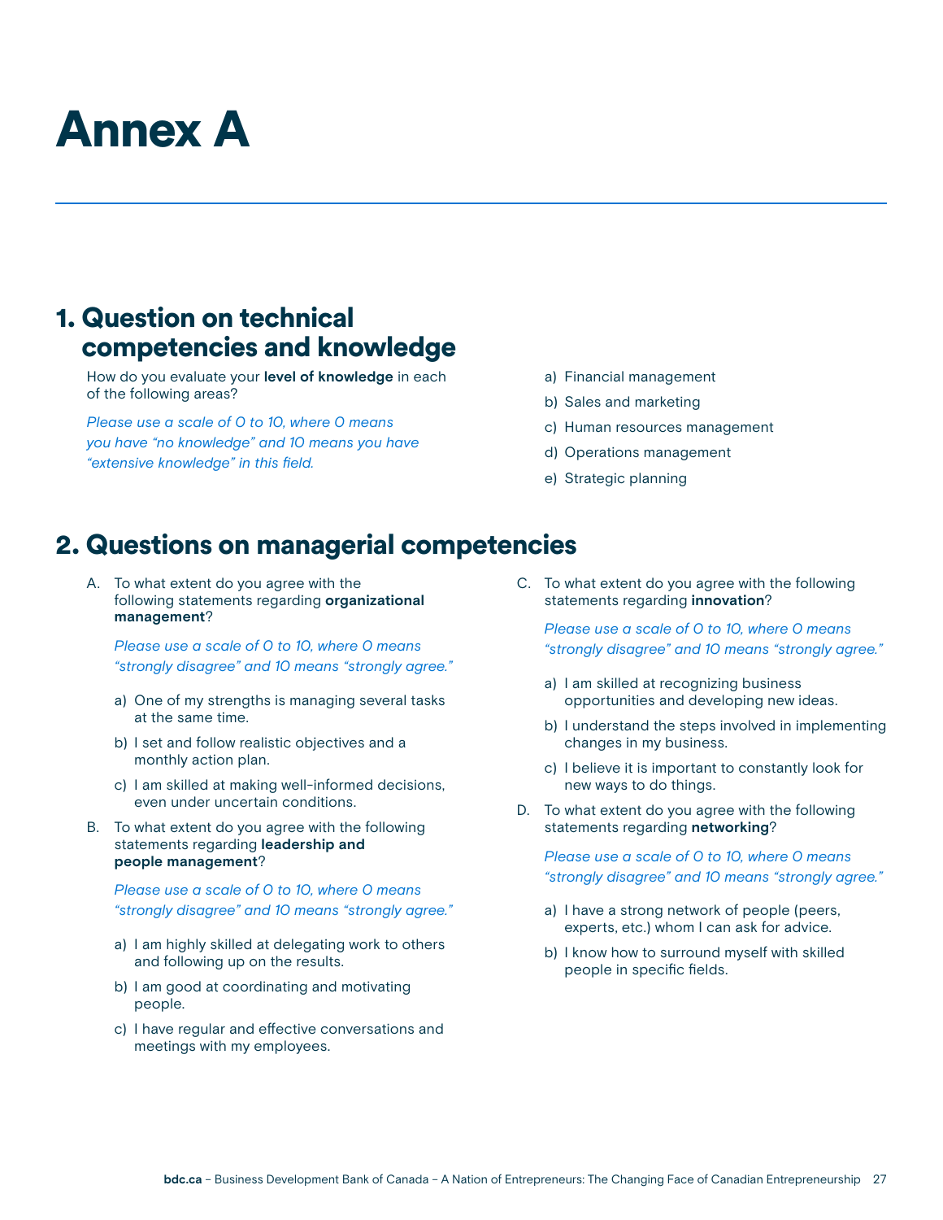# Annex A

## 1. Question on technical competencies and knowledge

How do you evaluate your **level of knowledge** in each of the following areas?

*Please use a scale of 0 to 10, where 0 means you have "no knowledge" and 10 means you have "extensive knowledge" in this field.*

a) Financial management

b) Sales and marketing

c) Human resources management

d) Operations management

e) Strategic planning

## 2. Questions on managerial competencies

A. To what extent do you agree with the following statements regarding **organizational management**?

*Please use a scale of 0 to 10, where 0 means "strongly disagree" and 10 means "strongly agree."*

a) One of my strengths is managing several tasks at the same time.

b) I set and follow realistic objectives and a monthly action plan.

c) I am skilled at making well-informed decisions, even under uncertain conditions.

B. To what extent do you agree with the following statements regarding **leadership and people management**?

*Please use a scale of 0 to 10, where 0 means "strongly disagree" and 10 means "strongly agree."*

a) I am highly skilled at delegating work to others and following up on the results.

b) I am good at coordinating and motivating people.

c) I have regular and effective conversations and meetings with my employees.

C. To what extent do you agree with the following statements regarding **innovation**?

*Please use a scale of 0 to 10, where 0 means "strongly disagree" and 10 means "strongly agree."*

a) I am skilled at recognizing business opportunities and developing new ideas.

b) I understand the steps involved in implementing changes in my business.

c) I believe it is important to constantly look for new ways to do things.

D. To what extent do you agree with the following statements regarding **networking**?

*Please use a scale of 0 to 10, where 0 means "strongly disagree" and 10 means "strongly agree."*

a) I have a strong network of people (peers, experts, etc.) whom I can ask for advice.

b) I know how to surround myself with skilled people in specific fields.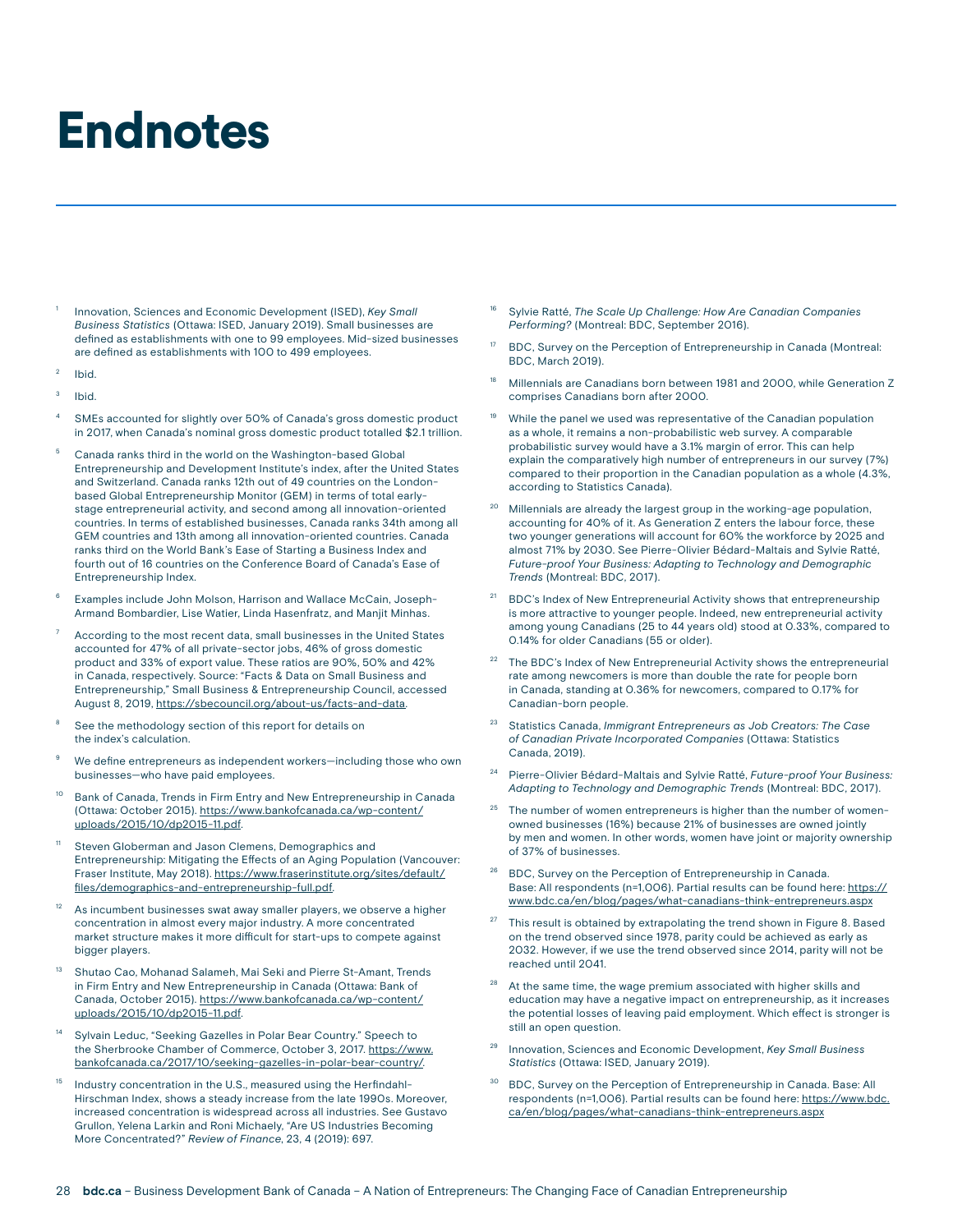# Endnotes

1. Innovation, Sciences and Economic Development (ISED), *Key Small Business Statistics* (Ottawa: ISED, January 2019). Small businesses are defined as establishments with one to 99 employees. Mid-sized businesses are defined as establishments with 100 to 499 employees.

2. Ibid.

3. Ibid.

4. SMEs accounted for slightly over 50% of Canada's gross domestic product in 2017, when Canada's nominal gross domestic product totalled $2.1 trillion.

5. Canada ranks third in the world on the Washington-based Global Entrepreneurship and Development Institute's index, after the United States and Switzerland. Canada ranks 12th out of 49 countries on the London-based Global Entrepreneurship Monitor (GEM) in terms of total early-stage entrepreneurial activity, and second among all innovation-oriented countries. In terms of established businesses, Canada ranks 34th among all GEM countries and 13th among all innovation-oriented countries. Canada ranks third on the World Bank's Ease of Starting a Business Index and fourth out of 16 countries on the Conference Board of Canada's Ease of Entrepreneurship Index.

6. Examples include John Molson, Harrison and Wallace McCain, Joseph-Armand Bombardier, Lise Watier, Linda Hasenfratz, and Manjit Minhas.

7. According to the most recent data, small businesses in the United States accounted for 47% of all private-sector jobs, 46% of gross domestic product and 33% of export value. These ratios are 90%, 50% and 42% in Canada, respectively. Source: "Facts & Data on Small Business and Entrepreneurship," Small Business & Entrepreneurship Council, accessed August 8, 2019, https://sbecouncil.org/about-us/facts-and-data.

8. See the methodology section of this report for details on the index's calculation.

9. We define entrepreneurs as independent workers—including those who own businesses—who have paid employees.

10. Bank of Canada, Trends in Firm Entry and New Entrepreneurship in Canada (Ottawa: October 2015). https://www.bankofcanada.ca/wp-content/uploads/2015/10/dp2015-11.pdf.

11. Steven Globerman and Jason Clemens, Demographics and Entrepreneurship: Mitigating the Effects of an Aging Population (Vancouver: Fraser Institute, May 2018). https://www.fraserinstitute.org/sites/default/files/demographics-and-entrepreneurship-full.pdf.

12. As incumbent businesses swat away smaller players, we observe a higher concentration in almost every major industry. A more concentrated market structure makes it more difficult for start-ups to compete against bigger players.

13. Shutao Cao, Mohanad Salameh, Mai Seki and Pierre St-Amant, Trends in Firm Entry and New Entrepreneurship in Canada (Ottawa: Bank of Canada, October 2015). https://www.bankofcanada.ca/wp-content/uploads/2015/10/dp2015-11.pdf.

14. Sylvain Leduc, "Seeking Gazelles in Polar Bear Country." Speech to the Sherbrooke Chamber of Commerce, October 3, 2017. https://www.bankofcanada.ca/2017/10/seeking-gazelles-in-polar-bear-country/.

15. Industry concentration in the U.S., measured using the Herfindahl-Hirschman Index, shows a steady increase from the late 1990s. Moreover, increased concentration is widespread across all industries. See Gustavo Grullon, Yelena Larkin and Roni Michaely, "Are US Industries Becoming More Concentrated?" *Review of Finance*, 23, 4 (2019): 697.

16. Sylvie Ratté, *The Scale Up Challenge: How Are Canadian Companies Performing?* (Montreal: BDC, September 2016).

17. BDC, Survey on the Perception of Entrepreneurship in Canada (Montreal: BDC, March 2019).

18. Millennials are Canadians born between 1981 and 2000, while Generation Z comprises Canadians born after 2000.

19. While the panel we used was representative of the Canadian population as a whole, it remains a non-probabilistic web survey. A comparable probabilistic survey would have a 3.1% margin of error. This can help explain the comparatively high number of entrepreneurs in our survey (7%) compared to their proportion in the Canadian population as a whole (4.3%, according to Statistics Canada).

20. Millennials are already the largest group in the working-age population, accounting for 40% of it. As Generation Z enters the labour force, these two younger generations will account for 60% the workforce by 2025 and almost 71% by 2030. See Pierre-Olivier Bédard-Maltais and Sylvie Ratté, *Future-proof Your Business: Adapting to Technology and Demographic Trends* (Montreal: BDC, 2017).

21. BDC's Index of New Entrepreneurial Activity shows that entrepreneurship is more attractive to younger people. Indeed, new entrepreneurial activity among young Canadians (25 to 44 years old) stood at 0.33%, compared to 0.14% for older Canadians (55 or older).

22. The BDC's Index of New Entrepreneurial Activity shows the entrepreneurial rate among newcomers is more than double the rate for people born in Canada, standing at 0.36% for newcomers, compared to 0.17% for Canadian-born people.

23. Statistics Canada, *Immigrant Entrepreneurs as Job Creators: The Case of Canadian Private Incorporated Companies* (Ottawa: Statistics Canada, 2019).

24. Pierre-Olivier Bédard-Maltais and Sylvie Ratté, *Future-proof Your Business: Adapting to Technology and Demographic Trends* (Montreal: BDC, 2017).

25. The number of women entrepreneurs is higher than the number of women-owned businesses (16%) because 21% of businesses are owned jointly by men and women. In other words, women have joint or majority ownership of 37% of businesses.

26. BDC, Survey on the Perception of Entrepreneurship in Canada. Base: All respondents (n=1,006). Partial results can be found here: https://www.bdc.ca/en/blog/pages/what-canadians-think-entrepreneurs.aspx

27. This result is obtained by extrapolating the trend shown in Figure 8. Based on the trend observed since 1978, parity could be achieved as early as 2032. However, if we use the trend observed since 2014, parity will not be reached until 2041.

28. At the same time, the wage premium associated with higher skills and education may have a negative impact on entrepreneurship, as it increases the potential losses of leaving paid employment. Which effect is stronger is still an open question.

29. Innovation, Sciences and Economic Development, *Key Small Business Statistics* (Ottawa: ISED, January 2019).

30. BDC, Survey on the Perception of Entrepreneurship in Canada. Base: All respondents (n=1,006). Partial results can be found here: https://www.bdc.ca/en/blog/pages/what-canadians-think-entrepreneurs.aspx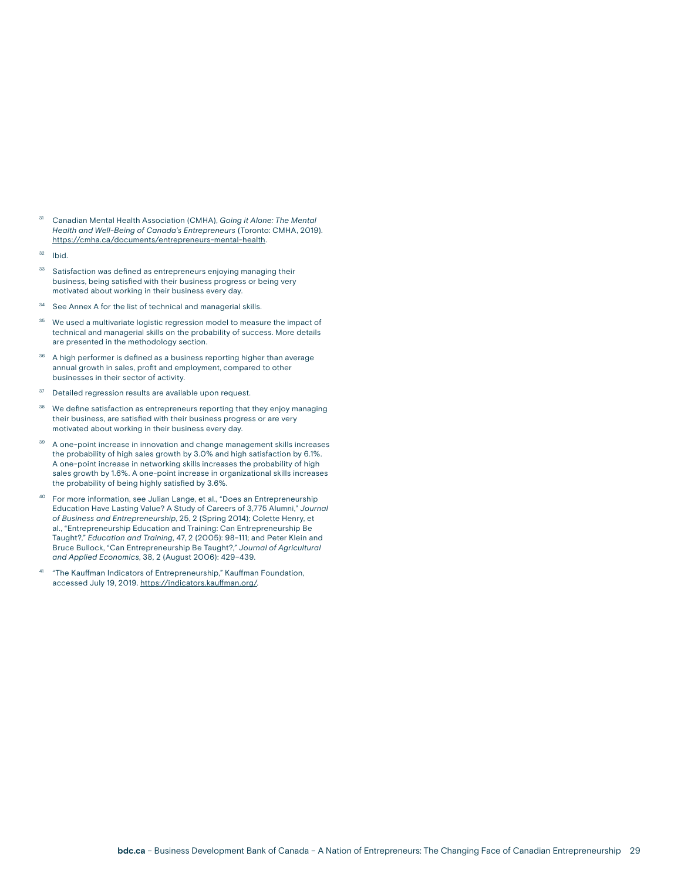[31] Canadian Mental Health Association (CMHA), *Going it Alone: The Mental Health and Well-Being of Canada's Entrepreneurs* (Toronto: CMHA, 2019). https://cmha.ca/documents/entrepreneurs-mental-health.

[32] Ibid.

[33] Satisfaction was defined as entrepreneurs enjoying managing their business, being satisfied with their business progress or being very motivated about working in their business every day.

[34] See Annex A for the list of technical and managerial skills.

[35] We used a multivariate logistic regression model to measure the impact of technical and managerial skills on the probability of success. More details are presented in the methodology section.

[36] A high performer is defined as a business reporting higher than average annual growth in sales, profit and employment, compared to other businesses in their sector of activity.

[37] Detailed regression results are available upon request.

[38] We define satisfaction as entrepreneurs reporting that they enjoy managing their business, are satisfied with their business progress or are very motivated about working in their business every day.

[39] A one-point increase in innovation and change management skills increases the probability of high sales growth by 3.0% and high satisfaction by 6.1%. A one-point increase in networking skills increases the probability of high sales growth by 1.6%. A one-point increase in organizational skills increases the probability of being highly satisfied by 3.6%.

[40] For more information, see Julian Lange, et al., "Does an Entrepreneurship Education Have Lasting Value? A Study of Careers of 3,775 Alumni," *Journal of Business and Entrepreneurship*, 25, 2 (Spring 2014); Colette Henry, et al., "Entrepreneurship Education and Training: Can Entrepreneurship Be Taught?," *Education and Training*, 47, 2 (2005): 98–111; and Peter Klein and Bruce Bullock, "Can Entrepreneurship Be Taught?," *Journal of Agricultural and Applied Economics*, 38, 2 (August 2006): 429–439.

[41] "The Kauffman Indicators of Entrepreneurship," Kauffman Foundation, accessed July 19, 2019. https://indicators.kauffman.org/.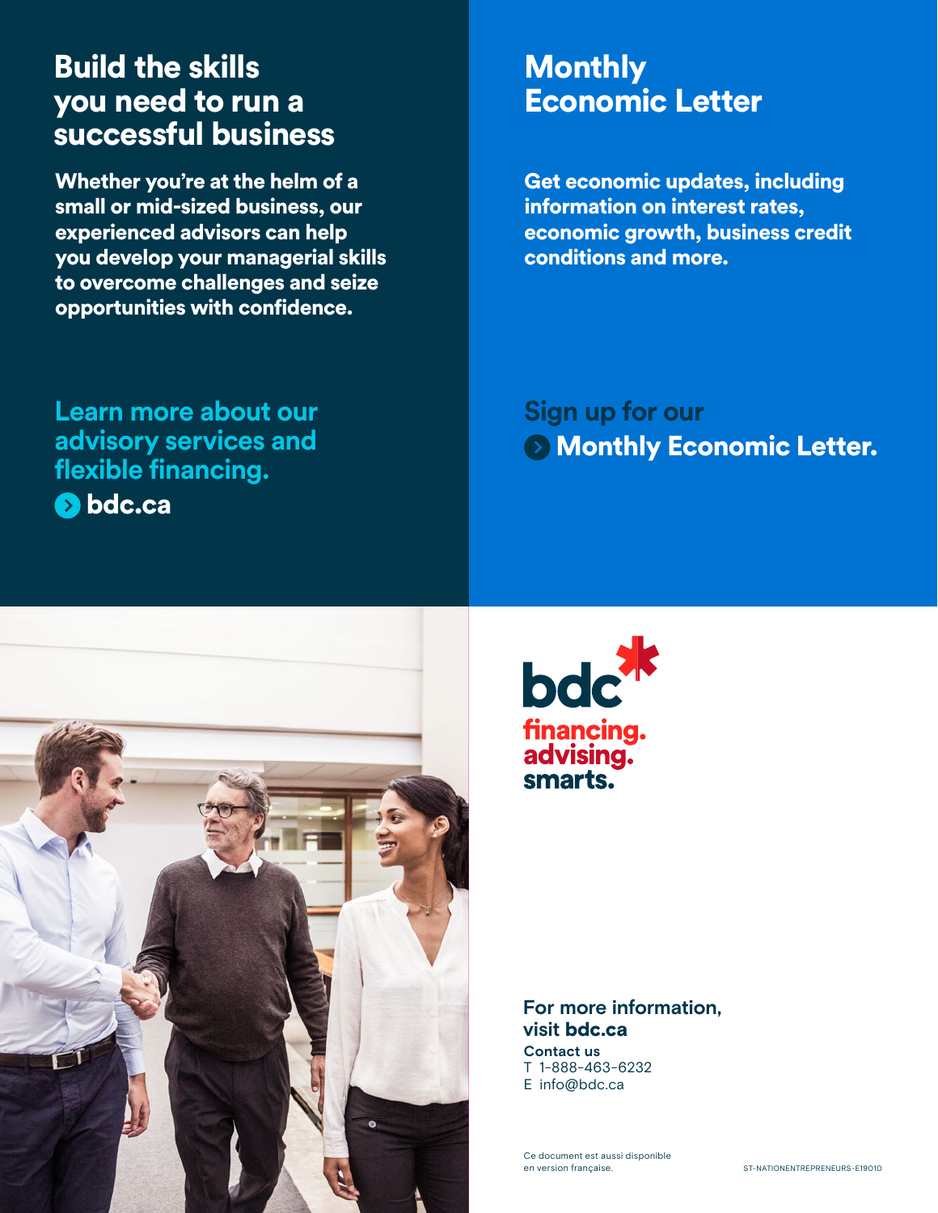## Build the skills you need to run a successful business

**Whether you're at the helm of a small or mid-sized business, our experienced advisors can help you develop your managerial skills to overcome challenges and seize opportunities with confidence.**

Learn more about our advisory services and flexible financing.

**bdc.ca**

## Monthly Economic Letter

**Get economic updates, including information on interest rates, economic growth, business credit conditions and more.**

Sign up for our

**Monthly Economic Letter.**

bdc

financing.
advising.
smarts.

For more information, visit **bdc.ca**

**Contact us**
T 1-888-463-6232
E info@bdc.ca

Ce document est aussi disponible en version française.

ST-NATIONENTREPRENEURS-E19010